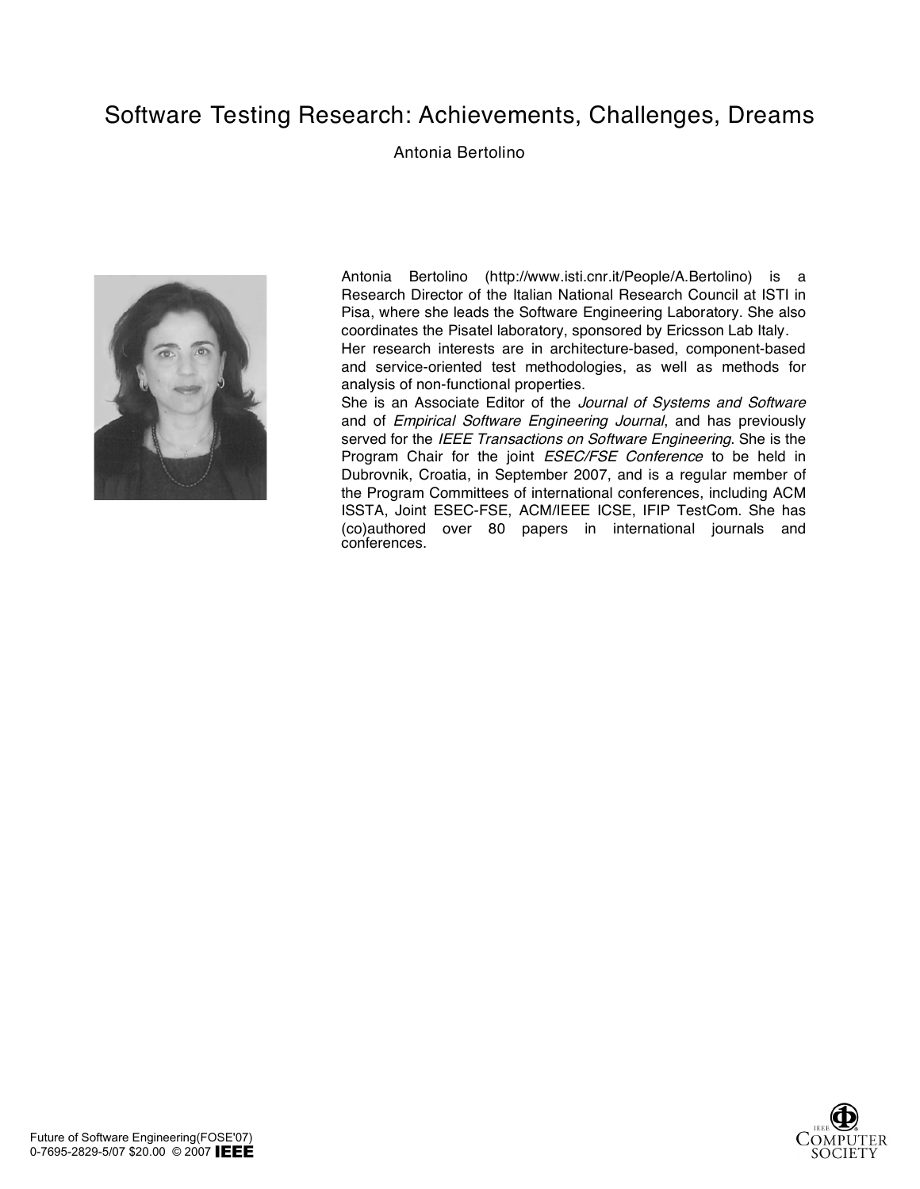# Software Testing Research: Achievements, Challenges, Dreams

Antonia Bertolino

Antonia Bertolino (http://www.isti.cnr.it/People/A.Bertolino) is a Research Director of the Italian National Research Council at ISTI in Pisa, where she leads the Software Engineering Laboratory. She also coordinates the Pisatel laboratory, sponsored by Ericsson Lab Italy.

Her research interests are in architecture-based, component-based and service-oriented test methodologies, as well as methods for analysis of non-functional properties.

She is an Associate Editor of the *Journal of Systems and Software* and of *Empirical Software Engineering Journal*, and has previously served for the *IEEE Transactions on Software Engineering*. She is the Program Chair for the joint *ESEC/FSE Conference* to be held in Dubrovnik, Croatia, in September 2007, and is a regular member of the Program Committees of international conferences, including ACM ISSTA, Joint ESEC-FSE, ACM/IEEE ICSE, IFIP TestCom. She has (co)authored over 80 papers in international journals and conferences.

Future of Software Engineering(FOSE'07)
0-7695-2829-5/07 $20.00 © 2007 IEEE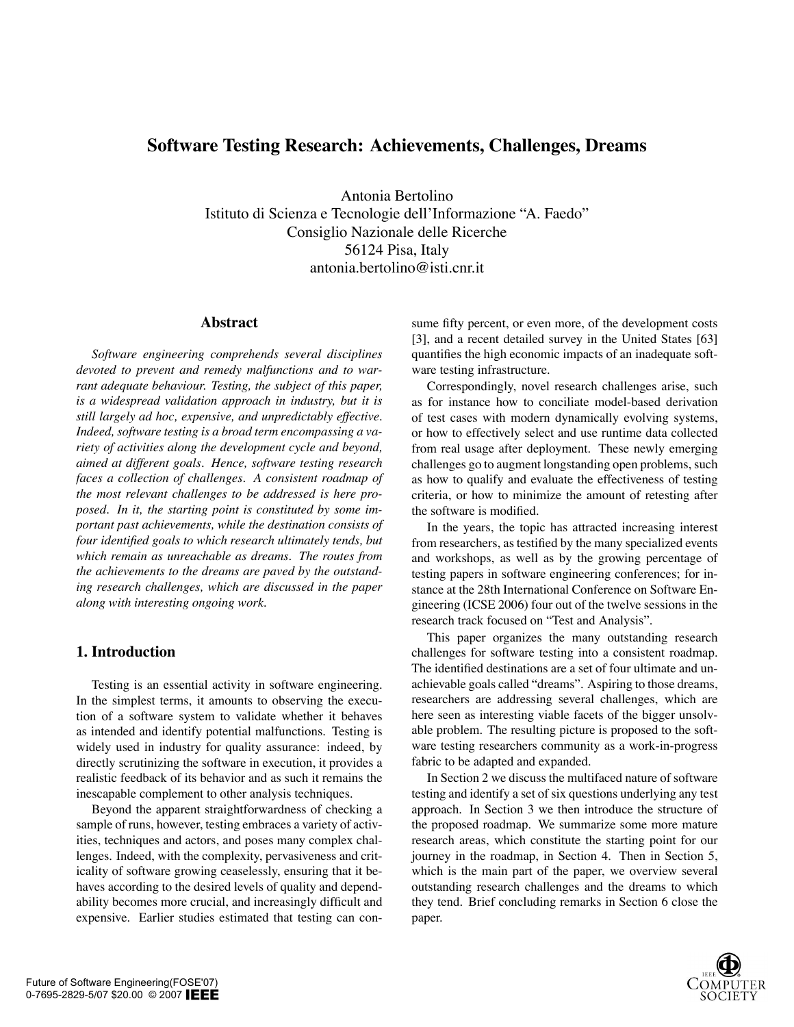# Software Testing Research: Achievements, Challenges, Dreams

Antonia Bertolino
Istituto di Scienza e Tecnologie dell'Informazione "A. Faedo"
Consiglio Nazionale delle Ricerche
56124 Pisa, Italy
antonia.bertolino@isti.cnr.it

## Abstract

*Software engineering comprehends several disciplines devoted to prevent and remedy malfunctions and to warrant adequate behaviour. Testing, the subject of this paper, is a widespread validation approach in industry, but it is still largely ad hoc, expensive, and unpredictably effective. Indeed, software testing is a broad term encompassing a variety of activities along the development cycle and beyond, aimed at different goals. Hence, software testing research faces a collection of challenges. A consistent roadmap of the most relevant challenges to be addressed is here proposed. In it, the starting point is constituted by some important past achievements, while the destination consists of four identified goals to which research ultimately tends, but which remain as unreachable as dreams. The routes from the achievements to the dreams are paved by the outstanding research challenges, which are discussed in the paper along with interesting ongoing work.*

## 1. Introduction

Testing is an essential activity in software engineering. In the simplest terms, it amounts to observing the execution of a software system to validate whether it behaves as intended and identify potential malfunctions. Testing is widely used in industry for quality assurance: indeed, by directly scrutinizing the software in execution, it provides a realistic feedback of its behavior and as such it remains the inescapable complement to other analysis techniques.

Beyond the apparent straightforwardness of checking a sample of runs, however, testing embraces a variety of activities, techniques and actors, and poses many complex challenges. Indeed, with the complexity, pervasiveness and criticality of software growing ceaselessly, ensuring that it behaves according to the desired levels of quality and dependability becomes more crucial, and increasingly difficult and expensive. Earlier studies estimated that testing can consume fifty percent, or even more, of the development costs [3], and a recent detailed survey in the United States [63] quantifies the high economic impacts of an inadequate software testing infrastructure.

Correspondingly, novel research challenges arise, such as for instance how to conciliate model-based derivation of test cases with modern dynamically evolving systems, or how to effectively select and use runtime data collected from real usage after deployment. These newly emerging challenges go to augment longstanding open problems, such as how to qualify and evaluate the effectiveness of testing criteria, or how to minimize the amount of retesting after the software is modified.

In the years, the topic has attracted increasing interest from researchers, as testified by the many specialized events and workshops, as well as by the growing percentage of testing papers in software engineering conferences; for instance at the 28th International Conference on Software Engineering (ICSE 2006) four out of the twelve sessions in the research track focused on "Test and Analysis".

This paper organizes the many outstanding research challenges for software testing into a consistent roadmap. The identified destinations are a set of four ultimate and unachievable goals called "dreams". Aspiring to those dreams, researchers are addressing several challenges, which are here seen as interesting viable facets of the bigger unsolvable problem. The resulting picture is proposed to the software testing researchers community as a work-in-progress fabric to be adapted and expanded.

In Section 2 we discuss the multifaced nature of software testing and identify a set of six questions underlying any test approach. In Section 3 we then introduce the structure of the proposed roadmap. We summarize some more mature research areas, which constitute the starting point for our journey in the roadmap, in Section 4. Then in Section 5, which is the main part of the paper, we overview several outstanding research challenges and the dreams to which they tend. Brief concluding remarks in Section 6 close the paper.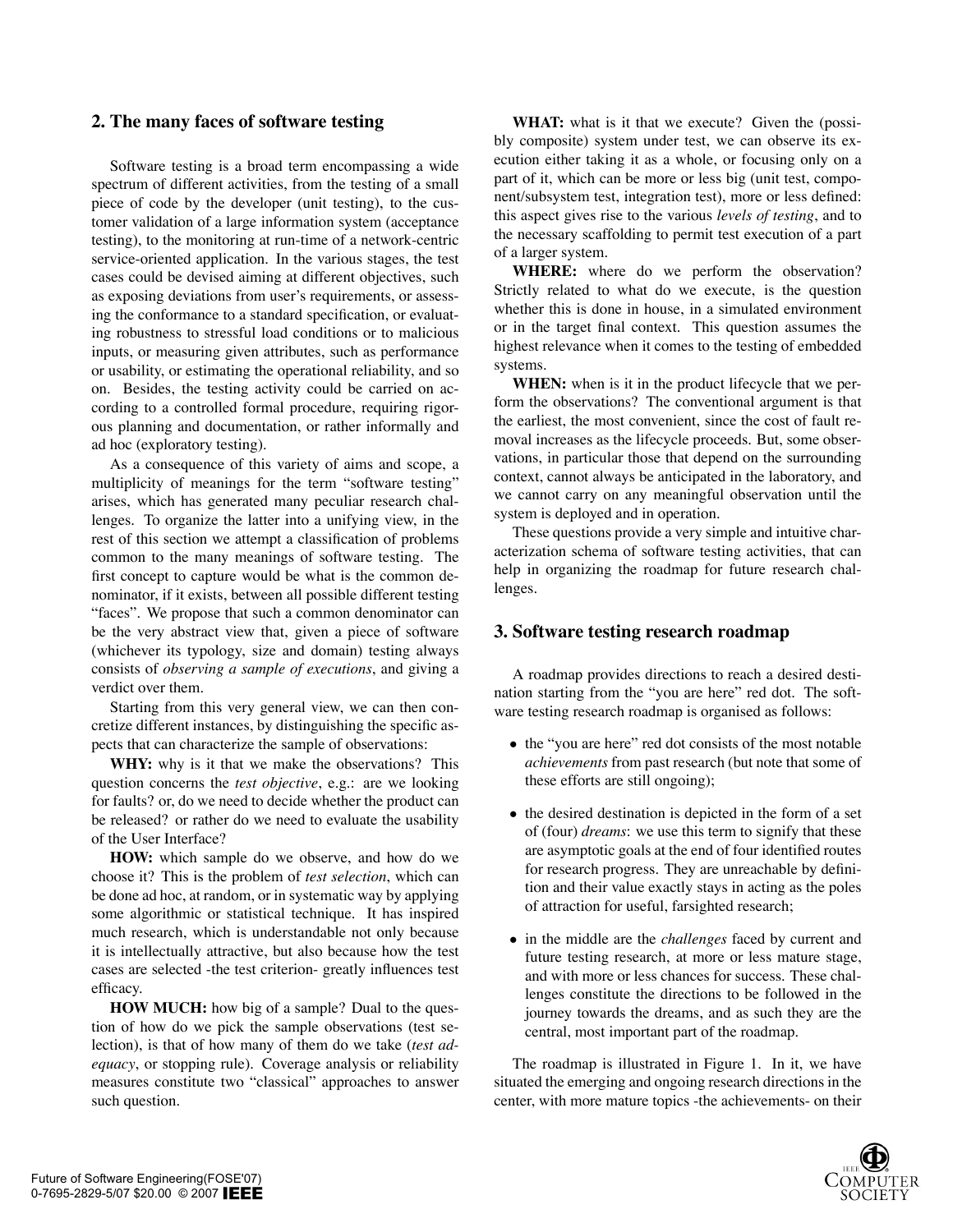## 2. The many faces of software testing

Software testing is a broad term encompassing a wide spectrum of different activities, from the testing of a small piece of code by the developer (unit testing), to the customer validation of a large information system (acceptance testing), to the monitoring at run-time of a network-centric service-oriented application. In the various stages, the test cases could be devised aiming at different objectives, such as exposing deviations from user's requirements, or assessing the conformance to a standard specification, or evaluating robustness to stressful load conditions or to malicious inputs, or measuring given attributes, such as performance or usability, or estimating the operational reliability, and so on. Besides, the testing activity could be carried on according to a controlled formal procedure, requiring rigorous planning and documentation, or rather informally and ad hoc (exploratory testing).

As a consequence of this variety of aims and scope, a multiplicity of meanings for the term "software testing" arises, which has generated many peculiar research challenges. To organize the latter into a unifying view, in the rest of this section we attempt a classification of problems common to the many meanings of software testing. The first concept to capture would be what is the common denominator, if it exists, between all possible different testing "faces". We propose that such a common denominator can be the very abstract view that, given a piece of software (whichever its typology, size and domain) testing always consists of *observing a sample of executions*, and giving a verdict over them.

Starting from this very general view, we can then concretize different instances, by distinguishing the specific aspects that can characterize the sample of observations:

**WHY:** why is it that we make the observations? This question concerns the *test objective*, e.g.: are we looking for faults? or, do we need to decide whether the product can be released? or rather do we need to evaluate the usability of the User Interface?

**HOW:** which sample do we observe, and how do we choose it? This is the problem of *test selection*, which can be done ad hoc, at random, or in systematic way by applying some algorithmic or statistical technique. It has inspired much research, which is understandable not only because it is intellectually attractive, but also because how the test cases are selected -the test criterion- greatly influences test efficacy.

**HOW MUCH:** how big of a sample? Dual to the question of how do we pick the sample observations (test selection), is that of how many of them do we take (*test adequacy*, or stopping rule). Coverage analysis or reliability measures constitute two "classical" approaches to answer such question.

**WHAT:** what is it that we execute? Given the (possibly composite) system under test, we can observe its execution either taking it as a whole, or focusing only on a part of it, which can be more or less big (unit test, component/subsystem test, integration test), more or less defined: this aspect gives rise to the various *levels of testing*, and to the necessary scaffolding to permit test execution of a part of a larger system.

**WHERE:** where do we perform the observation? Strictly related to what do we execute, is the question whether this is done in house, in a simulated environment or in the target final context. This question assumes the highest relevance when it comes to the testing of embedded systems.

**WHEN:** when is it in the product lifecycle that we perform the observations? The conventional argument is that the earliest, the most convenient, since the cost of fault removal increases as the lifecycle proceeds. But, some observations, in particular those that depend on the surrounding context, cannot always be anticipated in the laboratory, and we cannot carry on any meaningful observation until the system is deployed and in operation.

These questions provide a very simple and intuitive characterization schema of software testing activities, that can help in organizing the roadmap for future research challenges.

## 3. Software testing research roadmap

A roadmap provides directions to reach a desired destination starting from the "you are here" red dot. The software testing research roadmap is organised as follows:

- the "you are here" red dot consists of the most notable *achievements* from past research (but note that some of these efforts are still ongoing);
- the desired destination is depicted in the form of a set of (four) *dreams*: we use this term to signify that these are asymptotic goals at the end of four identified routes for research progress. They are unreachable by definition and their value exactly stays in acting as the poles of attraction for useful, farsighted research;
- in the middle are the *challenges* faced by current and future testing research, at more or less mature stage, and with more or less chances for success. These challenges constitute the directions to be followed in the journey towards the dreams, and as such they are the central, most important part of the roadmap.

The roadmap is illustrated in Figure 1. In it, we have situated the emerging and ongoing research directions in the center, with more mature topics -the achievements- on their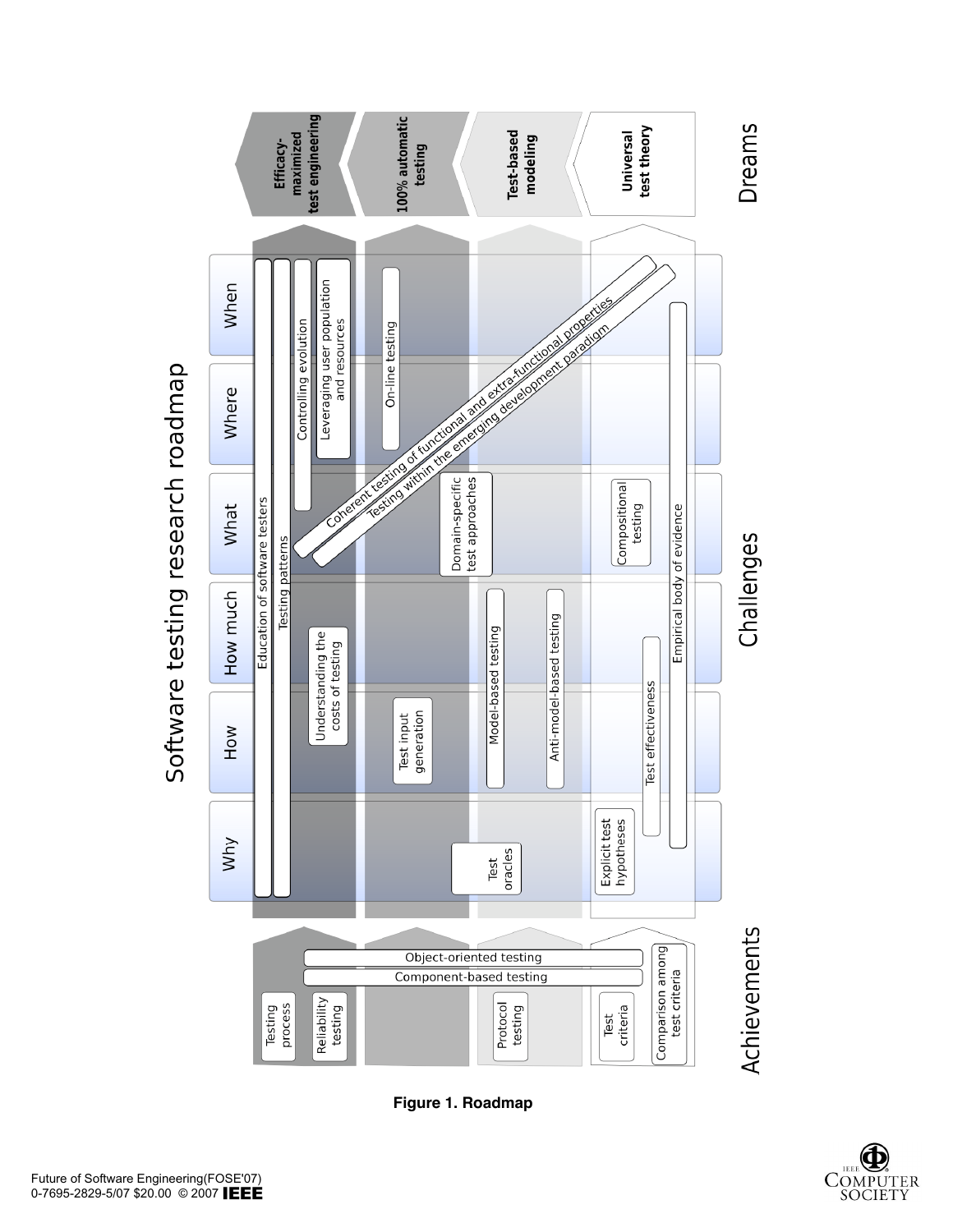# Software testing research roadmap

**Dreams**

- Efficacy-maximized test engineering
- 100% automatic testing
- Test-based modeling
- Universal test theory

**Challenges**

Why · How · How much · What · Where · When

- Education of software testers
- Testing patterns
- Controlling evolution
- Leveraging user population and resources
- Understanding the costs of testing
- On-line testing
- Test input generation
- Test oracles
- Coherent testing of functional and extra-functional properties
- Testing within the emerging development paradigm
- Domain-specific test approaches
- Model-based testing
- Anti-model-based testing
- Compositional testing
- Explicit test hypotheses
- Test effectiveness
- Empirical body of evidence

**Achievements**

- Object-oriented testing
- Component-based testing
- Testing process
- Reliability testing
- Protocol testing
- Test criteria
- Comparison among test criteria

**Figure 1. Roadmap**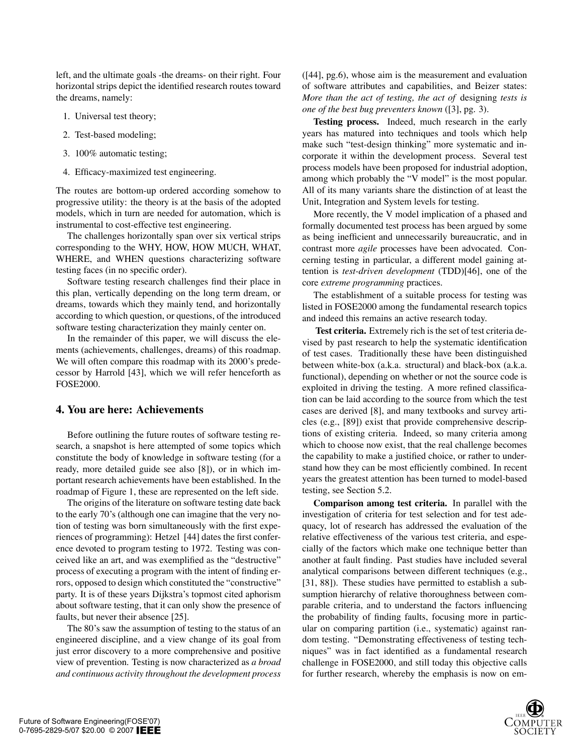left, and the ultimate goals -the dreams- on their right. Four horizontal strips depict the identified research routes toward the dreams, namely:

1. Universal test theory;
2. Test-based modeling;
3. 100% automatic testing;
4. Efficacy-maximized test engineering.

The routes are bottom-up ordered according somehow to progressive utility: the theory is at the basis of the adopted models, which in turn are needed for automation, which is instrumental to cost-effective test engineering.

The challenges horizontally span over six vertical strips corresponding to the WHY, HOW, HOW MUCH, WHAT, WHERE, and WHEN questions characterizing software testing faces (in no specific order).

Software testing research challenges find their place in this plan, vertically depending on the long term dream, or dreams, towards which they mainly tend, and horizontally according to which question, or questions, of the introduced software testing characterization they mainly center on.

In the remainder of this paper, we will discuss the elements (achievements, challenges, dreams) of this roadmap. We will often compare this roadmap with its 2000's predecessor by Harrold [43], which we will refer henceforth as FOSE2000.

## 4. You are here: Achievements

Before outlining the future routes of software testing research, a snapshot is here attempted of some topics which constitute the body of knowledge in software testing (for a ready, more detailed guide see also [8]), or in which important research achievements have been established. In the roadmap of Figure 1, these are represented on the left side.

The origins of the literature on software testing date back to the early 70's (although one can imagine that the very notion of testing was born simultaneously with the first experiences of programming): Hetzel [44] dates the first conference devoted to program testing to 1972. Testing was conceived like an art, and was exemplified as the "destructive" process of executing a program with the intent of finding errors, opposed to design which constituted the "constructive" party. It is of these years Dijkstra's topmost cited aphorism about software testing, that it can only show the presence of faults, but never their absence [25].

The 80's saw the assumption of testing to the status of an engineered discipline, and a view change of its goal from just error discovery to a more comprehensive and positive view of prevention. Testing is now characterized as *a broad and continuous activity throughout the development process* ([44], pg.6), whose aim is the measurement and evaluation of software attributes and capabilities, and Beizer states: *More than the act of testing, the act of* designing *tests is one of the best bug preventers known* ([3], pg. 3).

**Testing process.** Indeed, much research in the early years has matured into techniques and tools which help make such "test-design thinking" more systematic and incorporate it within the development process. Several test process models have been proposed for industrial adoption, among which probably the "V model" is the most popular. All of its many variants share the distinction of at least the Unit, Integration and System levels for testing.

More recently, the V model implication of a phased and formally documented test process has been argued by some as being inefficient and unnecessarily bureaucratic, and in contrast more *agile* processes have been advocated. Concerning testing in particular, a different model gaining attention is *test-driven development* (TDD)[46], one of the core *extreme programming* practices.

The establishment of a suitable process for testing was listed in FOSE2000 among the fundamental research topics and indeed this remains an active research today.

**Test criteria.** Extremely rich is the set of test criteria devised by past research to help the systematic identification of test cases. Traditionally these have been distinguished between white-box (a.k.a. structural) and black-box (a.k.a. functional), depending on whether or not the source code is exploited in driving the testing. A more refined classification can be laid according to the source from which the test cases are derived [8], and many textbooks and survey articles (e.g., [89]) exist that provide comprehensive descriptions of existing criteria. Indeed, so many criteria among which to choose now exist, that the real challenge becomes the capability to make a justified choice, or rather to understand how they can be most efficiently combined. In recent years the greatest attention has been turned to model-based testing, see Section 5.2.

**Comparison among test criteria.** In parallel with the investigation of criteria for test selection and for test adequacy, lot of research has addressed the evaluation of the relative effectiveness of the various test criteria, and especially of the factors which make one technique better than another at fault finding. Past studies have included several analytical comparisons between different techniques (e.g., [31, 88]). These studies have permitted to establish a subsumption hierarchy of relative thoroughness between comparable criteria, and to understand the factors influencing the probability of finding faults, focusing more in particular on comparing partition (i.e., systematic) against random testing. "Demonstrating effectiveness of testing techniques" was in fact identified as a fundamental research challenge in FOSE2000, and still today this objective calls for further research, whereby the emphasis is now on em-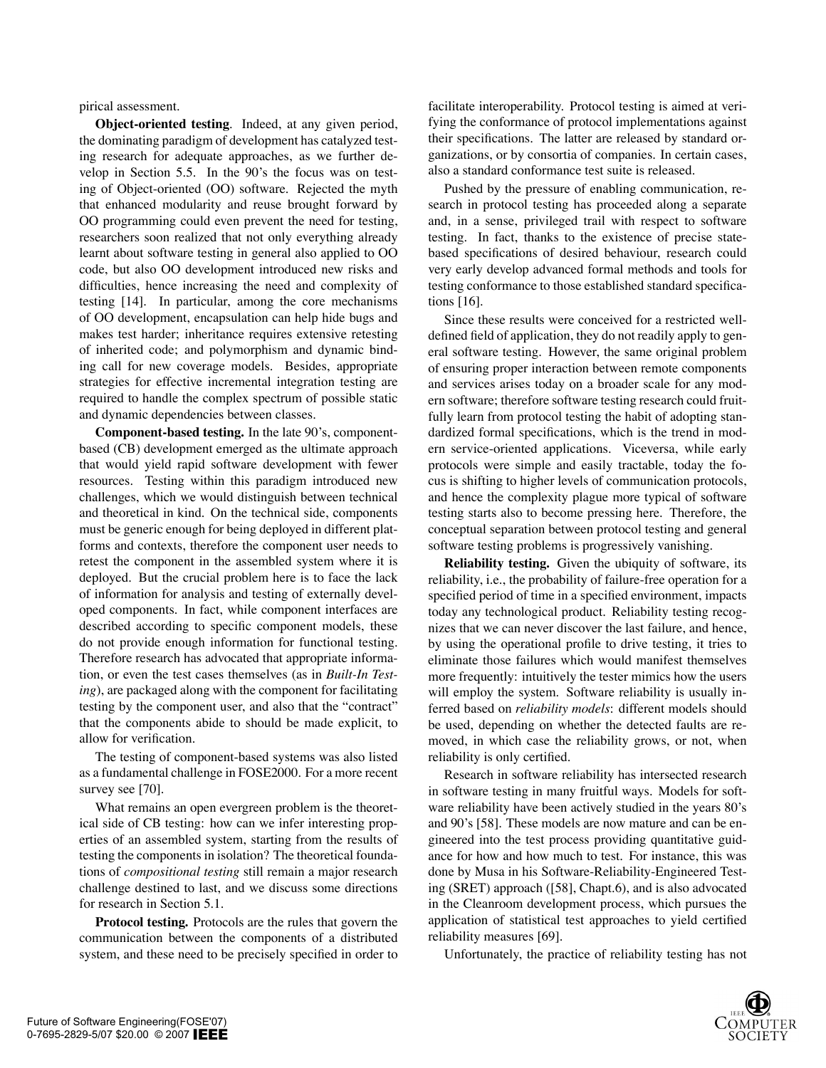pirical assessment.

**Object-oriented testing**. Indeed, at any given period, the dominating paradigm of development has catalyzed testing research for adequate approaches, as we further develop in Section 5.5. In the 90's the focus was on testing of Object-oriented (OO) software. Rejected the myth that enhanced modularity and reuse brought forward by OO programming could even prevent the need for testing, researchers soon realized that not only everything already learnt about software testing in general also applied to OO code, but also OO development introduced new risks and difficulties, hence increasing the need and complexity of testing [14]. In particular, among the core mechanisms of OO development, encapsulation can help hide bugs and makes test harder; inheritance requires extensive retesting of inherited code; and polymorphism and dynamic binding call for new coverage models. Besides, appropriate strategies for effective incremental integration testing are required to handle the complex spectrum of possible static and dynamic dependencies between classes.

**Component-based testing.** In the late 90's, component-based (CB) development emerged as the ultimate approach that would yield rapid software development with fewer resources. Testing within this paradigm introduced new challenges, which we would distinguish between technical and theoretical in kind. On the technical side, components must be generic enough for being deployed in different platforms and contexts, therefore the component user needs to retest the component in the assembled system where it is deployed. But the crucial problem here is to face the lack of information for analysis and testing of externally developed components. In fact, while component interfaces are described according to specific component models, these do not provide enough information for functional testing. Therefore research has advocated that appropriate information, or even the test cases themselves (as in *Built-In Testing*), are packaged along with the component for facilitating testing by the component user, and also that the "contract" that the components abide to should be made explicit, to allow for verification.

The testing of component-based systems was also listed as a fundamental challenge in FOSE2000. For a more recent survey see [70].

What remains an open evergreen problem is the theoretical side of CB testing: how can we infer interesting properties of an assembled system, starting from the results of testing the components in isolation? The theoretical foundations of *compositional testing* still remain a major research challenge destined to last, and we discuss some directions for research in Section 5.1.

**Protocol testing.** Protocols are the rules that govern the communication between the components of a distributed system, and these need to be precisely specified in order to facilitate interoperability. Protocol testing is aimed at verifying the conformance of protocol implementations against their specifications. The latter are released by standard organizations, or by consortia of companies. In certain cases, also a standard conformance test suite is released.

Pushed by the pressure of enabling communication, research in protocol testing has proceeded along a separate and, in a sense, privileged trail with respect to software testing. In fact, thanks to the existence of precise state-based specifications of desired behaviour, research could very early develop advanced formal methods and tools for testing conformance to those established standard specifications [16].

Since these results were conceived for a restricted well-defined field of application, they do not readily apply to general software testing. However, the same original problem of ensuring proper interaction between remote components and services arises today on a broader scale for any modern software; therefore software testing research could fruitfully learn from protocol testing the habit of adopting standardized formal specifications, which is the trend in modern service-oriented applications. Viceversa, while early protocols were simple and easily tractable, today the focus is shifting to higher levels of communication protocols, and hence the complexity plague more typical of software testing starts also to become pressing here. Therefore, the conceptual separation between protocol testing and general software testing problems is progressively vanishing.

**Reliability testing.** Given the ubiquity of software, its reliability, i.e., the probability of failure-free operation for a specified period of time in a specified environment, impacts today any technological product. Reliability testing recognizes that we can never discover the last failure, and hence, by using the operational profile to drive testing, it tries to eliminate those failures which would manifest themselves more frequently: intuitively the tester mimics how the users will employ the system. Software reliability is usually inferred based on *reliability models*: different models should be used, depending on whether the detected faults are removed, in which case the reliability grows, or not, when reliability is only certified.

Research in software reliability has intersected research in software testing in many fruitful ways. Models for software reliability have been actively studied in the years 80's and 90's [58]. These models are now mature and can be engineered into the test process providing quantitative guidance for how and how much to test. For instance, this was done by Musa in his Software-Reliability-Engineered Testing (SRET) approach ([58], Chapt.6), and is also advocated in the Cleanroom development process, which pursues the application of statistical test approaches to yield certified reliability measures [69].

Unfortunately, the practice of reliability testing has not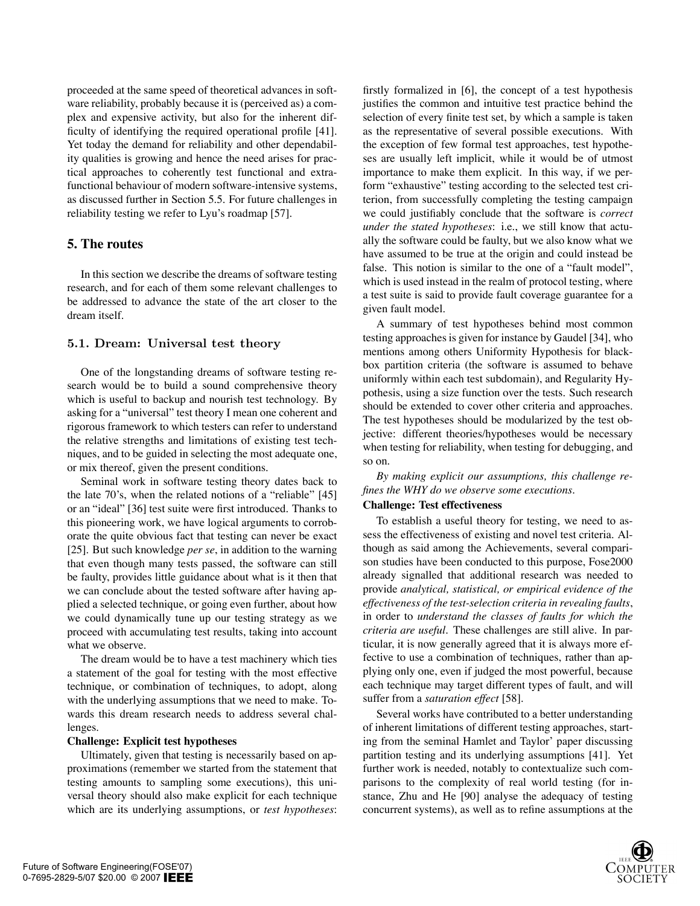proceeded at the same speed of theoretical advances in software reliability, probably because it is (perceived as) a complex and expensive activity, but also for the inherent difficulty of identifying the required operational profile [41]. Yet today the demand for reliability and other dependability qualities is growing and hence the need arises for practical approaches to coherently test functional and extra-functional behaviour of modern software-intensive systems, as discussed further in Section 5.5. For future challenges in reliability testing we refer to Lyu's roadmap [57].

## 5. The routes

In this section we describe the dreams of software testing research, and for each of them some relevant challenges to be addressed to advance the state of the art closer to the dream itself.

### 5.1. Dream: Universal test theory

One of the longstanding dreams of software testing research would be to build a sound comprehensive theory which is useful to backup and nourish test technology. By asking for a "universal" test theory I mean one coherent and rigorous framework to which testers can refer to understand the relative strengths and limitations of existing test techniques, and to be guided in selecting the most adequate one, or mix thereof, given the present conditions.

Seminal work in software testing theory dates back to the late 70's, when the related notions of a "reliable" [45] or an "ideal" [36] test suite were first introduced. Thanks to this pioneering work, we have logical arguments to corroborate the quite obvious fact that testing can never be exact [25]. But such knowledge *per se*, in addition to the warning that even though many tests passed, the software can still be faulty, provides little guidance about what is it then that we can conclude about the tested software after having applied a selected technique, or going even further, about how we could dynamically tune up our testing strategy as we proceed with accumulating test results, taking into account what we observe.

The dream would be to have a test machinery which ties a statement of the goal for testing with the most effective technique, or combination of techniques, to adopt, along with the underlying assumptions that we need to make. Towards this dream research needs to address several challenges.

**Challenge: Explicit test hypotheses**

Ultimately, given that testing is necessarily based on approximations (remember we started from the statement that testing amounts to sampling some executions), this universal theory should also make explicit for each technique which are its underlying assumptions, or *test hypotheses*: firstly formalized in [6], the concept of a test hypothesis justifies the common and intuitive test practice behind the selection of every finite test set, by which a sample is taken as the representative of several possible executions. With the exception of few formal test approaches, test hypotheses are usually left implicit, while it would be of utmost importance to make them explicit. In this way, if we perform "exhaustive" testing according to the selected test criterion, from successfully completing the testing campaign we could justifiably conclude that the software is *correct under the stated hypotheses*: i.e., we still know that actually the software could be faulty, but we also know what we have assumed to be true at the origin and could instead be false. This notion is similar to the one of a "fault model", which is used instead in the realm of protocol testing, where a test suite is said to provide fault coverage guarantee for a given fault model.

A summary of test hypotheses behind most common testing approaches is given for instance by Gaudel [34], who mentions among others Uniformity Hypothesis for black-box partition criteria (the software is assumed to behave uniformly within each test subdomain), and Regularity Hypothesis, using a size function over the tests. Such research should be extended to cover other criteria and approaches. The test hypotheses should be modularized by the test objective: different theories/hypotheses would be necessary when testing for reliability, when testing for debugging, and so on.

*By making explicit our assumptions, this challenge refines the WHY do we observe some executions.*

**Challenge: Test effectiveness**

To establish a useful theory for testing, we need to assess the effectiveness of existing and novel test criteria. Although as said among the Achievements, several comparison studies have been conducted to this purpose, Fose2000 already signalled that additional research was needed to provide *analytical, statistical, or empirical evidence of the effectiveness of the test-selection criteria in revealing faults*, in order to *understand the classes of faults for which the criteria are useful*. These challenges are still alive. In particular, it is now generally agreed that it is always more effective to use a combination of techniques, rather than applying only one, even if judged the most powerful, because each technique may target different types of fault, and will suffer from a *saturation effect* [58].

Several works have contributed to a better understanding of inherent limitations of different testing approaches, starting from the seminal Hamlet and Taylor' paper discussing partition testing and its underlying assumptions [41]. Yet further work is needed, notably to contextualize such comparisons to the complexity of real world testing (for instance, Zhu and He [90] analyse the adequacy of testing concurrent systems), as well as to refine assumptions at the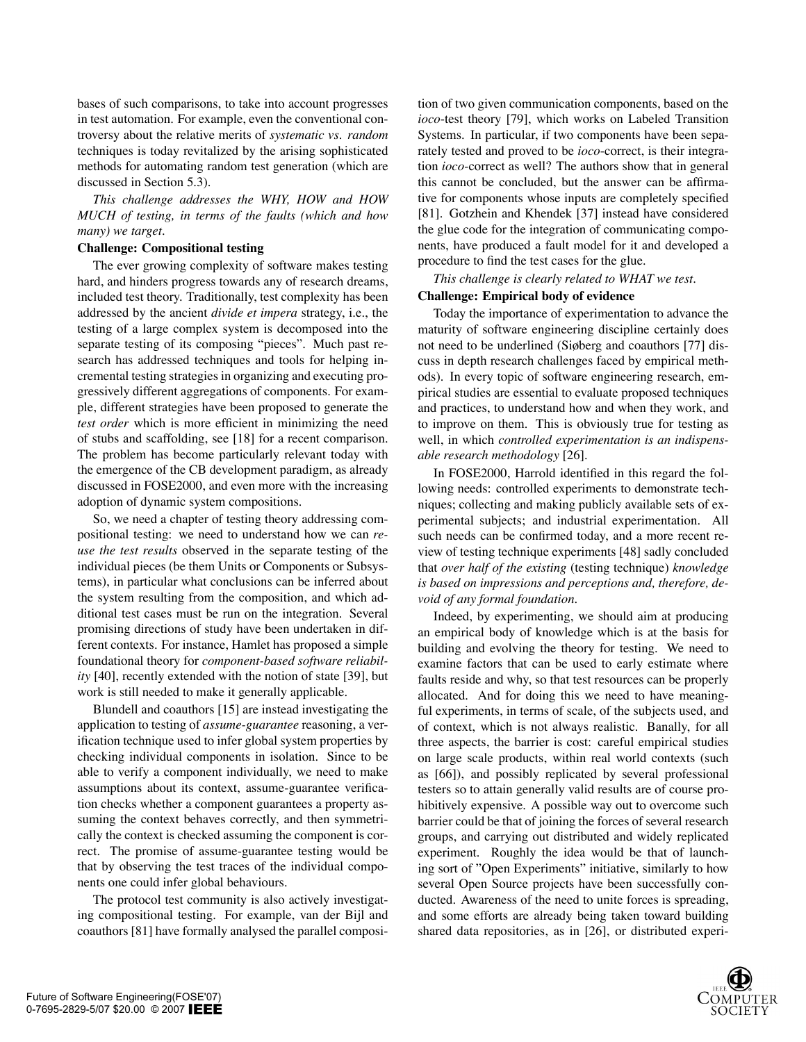bases of such comparisons, to take into account progresses in test automation. For example, even the conventional controversy about the relative merits of *systematic vs. random* techniques is today revitalized by the arising sophisticated methods for automating random test generation (which are discussed in Section 5.3).

*This challenge addresses the WHY, HOW and HOW MUCH of testing, in terms of the faults (which and how many) we target.*

**Challenge: Compositional testing**

The ever growing complexity of software makes testing hard, and hinders progress towards any of research dreams, included test theory. Traditionally, test complexity has been addressed by the ancient *divide et impera* strategy, i.e., the testing of a large complex system is decomposed into the separate testing of its composing "pieces". Much past research has addressed techniques and tools for helping incremental testing strategies in organizing and executing progressively different aggregations of components. For example, different strategies have been proposed to generate the *test order* which is more efficient in minimizing the need of stubs and scaffolding, see [18] for a recent comparison. The problem has become particularly relevant today with the emergence of the CB development paradigm, as already discussed in FOSE2000, and even more with the increasing adoption of dynamic system compositions.

So, we need a chapter of testing theory addressing compositional testing: we need to understand how we can *reuse the test results* observed in the separate testing of the individual pieces (be them Units or Components or Subsystems), in particular what conclusions can be inferred about the system resulting from the composition, and which additional test cases must be run on the integration. Several promising directions of study have been undertaken in different contexts. For instance, Hamlet has proposed a simple foundational theory for *component-based software reliability* [40], recently extended with the notion of state [39], but work is still needed to make it generally applicable.

Blundell and coauthors [15] are instead investigating the application to testing of *assume-guarantee* reasoning, a verification technique used to infer global system properties by checking individual components in isolation. Since to be able to verify a component individually, we need to make assumptions about its context, assume-guarantee verification checks whether a component guarantees a property assuming the context behaves correctly, and then symmetrically the context is checked assuming the component is correct. The promise of assume-guarantee testing would be that by observing the test traces of the individual components one could infer global behaviours.

The protocol test community is also actively investigating compositional testing. For example, van der Bijl and coauthors [81] have formally analysed the parallel composition of two given communication components, based on the *ioco*-test theory [79], which works on Labeled Transition Systems. In particular, if two components have been separately tested and proved to be *ioco*-correct, is their integration *ioco*-correct as well? The authors show that in general this cannot be concluded, but the answer can be affirmative for components whose inputs are completely specified [81]. Gotzhein and Khendek [37] instead have considered the glue code for the integration of communicating components, have produced a fault model for it and developed a procedure to find the test cases for the glue.

*This challenge is clearly related to WHAT we test.*

**Challenge: Empirical body of evidence**

Today the importance of experimentation to advance the maturity of software engineering discipline certainly does not need to be underlined (Sjøberg and coauthors [77] discuss in depth research challenges faced by empirical methods). In every topic of software engineering research, empirical studies are essential to evaluate proposed techniques and practices, to understand how and when they work, and to improve on them. This is obviously true for testing as well, in which *controlled experimentation is an indispensable research methodology* [26].

In FOSE2000, Harrold identified in this regard the following needs: controlled experiments to demonstrate techniques; collecting and making publicly available sets of experimental subjects; and industrial experimentation. All such needs can be confirmed today, and a more recent review of testing technique experiments [48] sadly concluded that *over half of the existing* (testing technique) *knowledge is based on impressions and perceptions and, therefore, devoid of any formal foundation*.

Indeed, by experimenting, we should aim at producing an empirical body of knowledge which is at the basis for building and evolving the theory for testing. We need to examine factors that can be used to early estimate where faults reside and why, so that test resources can be properly allocated. And for doing this we need to have meaningful experiments, in terms of scale, of the subjects used, and of context, which is not always realistic. Banally, for all three aspects, the barrier is cost: careful empirical studies on large scale products, within real world contexts (such as [66]), and possibly replicated by several professional testers so to attain generally valid results are of course prohibitively expensive. A possible way out to overcome such barrier could be that of joining the forces of several research groups, and carrying out distributed and widely replicated experiment. Roughly the idea would be that of launching sort of "Open Experiments" initiative, similarly to how several Open Source projects have been successfully conducted. Awareness of the need to unite forces is spreading, and some efforts are already being taken toward building shared data repositories, as in [26], or distributed experi-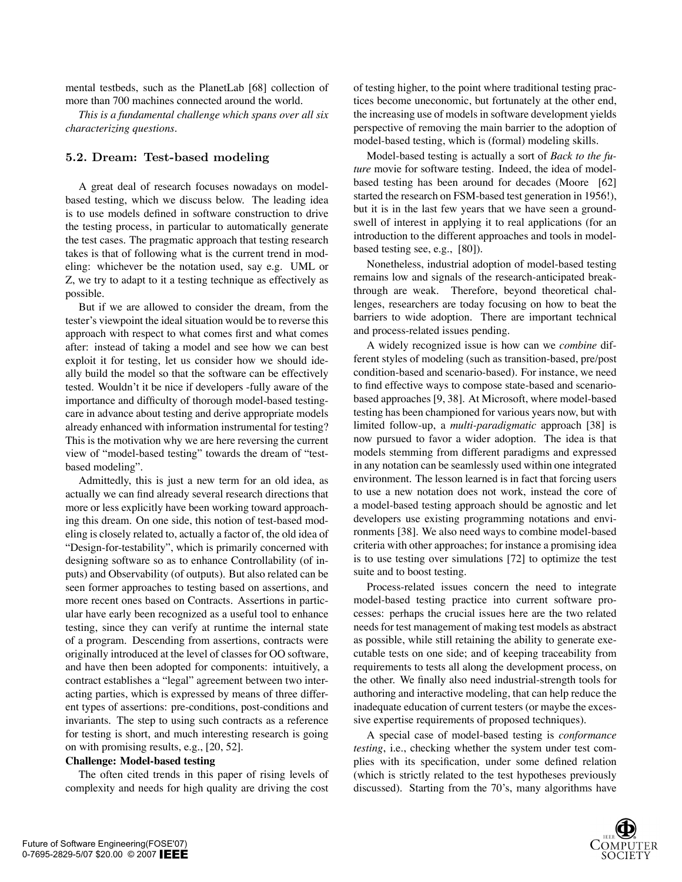mental testbeds, such as the PlanetLab [68] collection of more than 700 machines connected around the world.

*This is a fundamental challenge which spans over all six characterizing questions.*

## 5.2. Dream: Test-based modeling

A great deal of research focuses nowadays on model-based testing, which we discuss below. The leading idea is to use models defined in software construction to drive the testing process, in particular to automatically generate the test cases. The pragmatic approach that testing research takes is that of following what is the current trend in modeling: whichever be the notation used, say e.g. UML or Z, we try to adapt to it a testing technique as effectively as possible.

But if we are allowed to consider the dream, from the tester's viewpoint the ideal situation would be to reverse this approach with respect to what comes first and what comes after: instead of taking a model and see how we can best exploit it for testing, let us consider how we should ideally build the model so that the software can be effectively tested. Wouldn't it be nice if developers -fully aware of the importance and difficulty of thorough model-based testing-care in advance about testing and derive appropriate models already enhanced with information instrumental for testing? This is the motivation why we are here reversing the current view of "model-based testing" towards the dream of "test-based modeling".

Admittedly, this is just a new term for an old idea, as actually we can find already several research directions that more or less explicitly have been working toward approaching this dream. On one side, this notion of test-based modeling is closely related to, actually a factor of, the old idea of "Design-for-testability", which is primarily concerned with designing software so as to enhance Controllability (of inputs) and Observability (of outputs). But also related can be seen former approaches to testing based on assertions, and more recent ones based on Contracts. Assertions in particular have early been recognized as a useful tool to enhance testing, since they can verify at runtime the internal state of a program. Descending from assertions, contracts were originally introduced at the level of classes for OO software, and have then been adopted for components: intuitively, a contract establishes a "legal" agreement between two interacting parties, which is expressed by means of three different types of assertions: pre-conditions, post-conditions and invariants. The step to using such contracts as a reference for testing is short, and much interesting research is going on with promising results, e.g., [20, 52].

**Challenge: Model-based testing**

The often cited trends in this paper of rising levels of complexity and needs for high quality are driving the cost of testing higher, to the point where traditional testing practices become uneconomic, but fortunately at the other end, the increasing use of models in software development yields perspective of removing the main barrier to the adoption of model-based testing, which is (formal) modeling skills.

Model-based testing is actually a sort of *Back to the future* movie for software testing. Indeed, the idea of model-based testing has been around for decades (Moore [62] started the research on FSM-based test generation in 1956!), but it is in the last few years that we have seen a groundswell of interest in applying it to real applications (for an introduction to the different approaches and tools in model-based testing see, e.g., [80]).

Nonetheless, industrial adoption of model-based testing remains low and signals of the research-anticipated breakthrough are weak. Therefore, beyond theoretical challenges, researchers are today focusing on how to beat the barriers to wide adoption. There are important technical and process-related issues pending.

A widely recognized issue is how can we *combine* different styles of modeling (such as transition-based, pre/post condition-based and scenario-based). For instance, we need to find effective ways to compose state-based and scenario-based approaches [9, 38]. At Microsoft, where model-based testing has been championed for various years now, but with limited follow-up, a *multi-paradigmatic* approach [38] is now pursued to favor a wider adoption. The idea is that models stemming from different paradigms and expressed in any notation can be seamlessly used within one integrated environment. The lesson learned is in fact that forcing users to use a new notation does not work, instead the core of a model-based testing approach should be agnostic and let developers use existing programming notations and environments [38]. We also need ways to combine model-based criteria with other approaches; for instance a promising idea is to use testing over simulations [72] to optimize the test suite and to boost testing.

Process-related issues concern the need to integrate model-based testing practice into current software processes: perhaps the crucial issues here are the two related needs for test management of making test models as abstract as possible, while still retaining the ability to generate executable tests on one side; and of keeping traceability from requirements to tests all along the development process, on the other. We finally also need industrial-strength tools for authoring and interactive modeling, that can help reduce the inadequate education of current testers (or maybe the excessive expertise requirements of proposed techniques).

A special case of model-based testing is *conformance testing*, i.e., checking whether the system under test complies with its specification, under some defined relation (which is strictly related to the test hypotheses previously discussed). Starting from the 70's, many algorithms have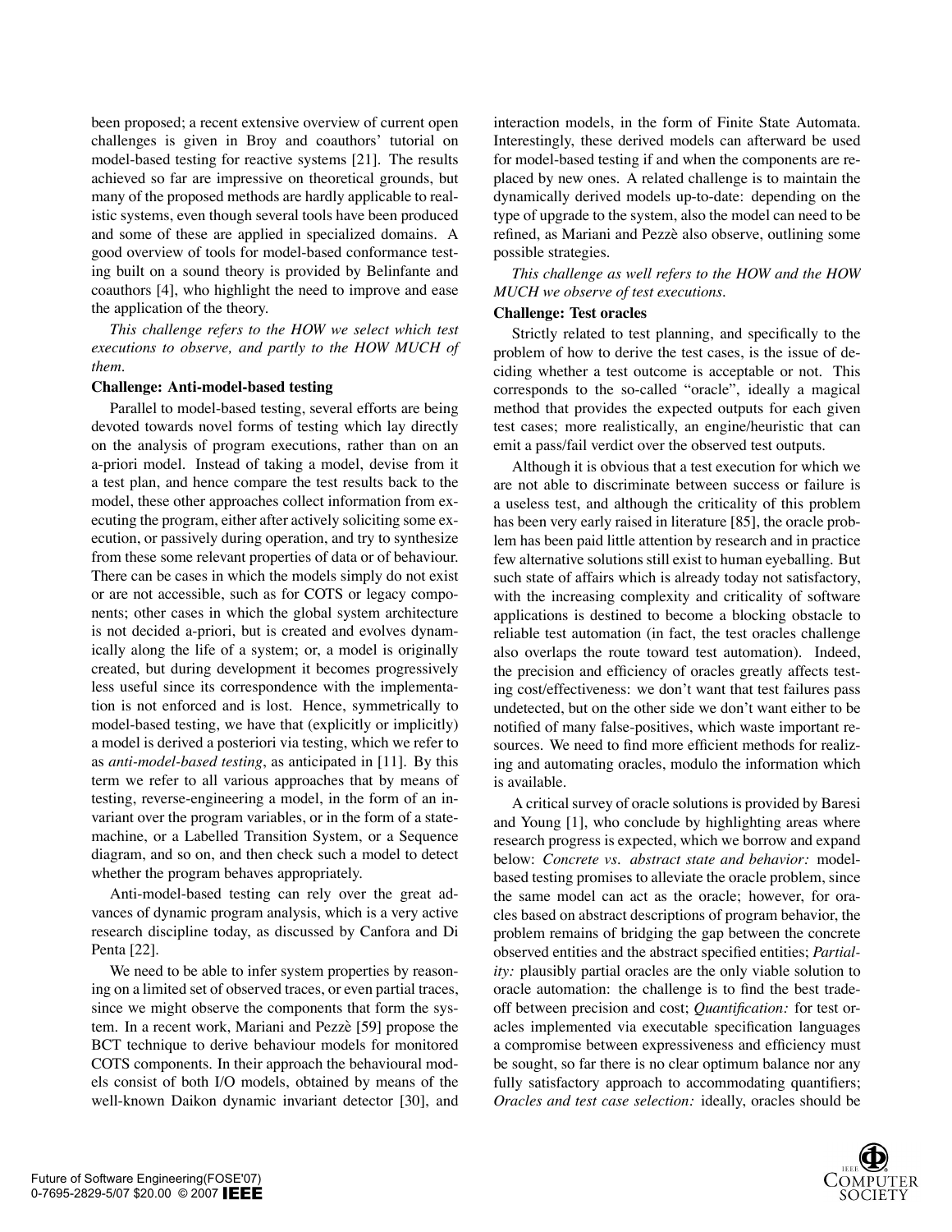been proposed; a recent extensive overview of current open challenges is given in Broy and coauthors' tutorial on model-based testing for reactive systems [21]. The results achieved so far are impressive on theoretical grounds, but many of the proposed methods are hardly applicable to realistic systems, even though several tools have been produced and some of these are applied in specialized domains. A good overview of tools for model-based conformance testing built on a sound theory is provided by Belinfante and coauthors [4], who highlight the need to improve and ease the application of the theory.

*This challenge refers to the HOW we select which test executions to observe, and partly to the HOW MUCH of them.*

**Challenge: Anti-model-based testing**

Parallel to model-based testing, several efforts are being devoted towards novel forms of testing which lay directly on the analysis of program executions, rather than on an a-priori model. Instead of taking a model, devise from it a test plan, and hence compare the test results back to the model, these other approaches collect information from executing the program, either after actively soliciting some execution, or passively during operation, and try to synthesize from these some relevant properties of data or of behaviour. There can be cases in which the models simply do not exist or are not accessible, such as for COTS or legacy components; other cases in which the global system architecture is not decided a-priori, but is created and evolves dynamically along the life of a system; or, a model is originally created, but during development it becomes progressively less useful since its correspondence with the implementation is not enforced and is lost. Hence, symmetrically to model-based testing, we have that (explicitly or implicitly) a model is derived a posteriori via testing, which we refer to as *anti-model-based testing*, as anticipated in [11]. By this term we refer to all various approaches that by means of testing, reverse-engineering a model, in the form of an invariant over the program variables, or in the form of a state-machine, or a Labelled Transition System, or a Sequence diagram, and so on, and then check such a model to detect whether the program behaves appropriately.

Anti-model-based testing can rely over the great advances of dynamic program analysis, which is a very active research discipline today, as discussed by Canfora and Di Penta [22].

We need to be able to infer system properties by reasoning on a limited set of observed traces, or even partial traces, since we might observe the components that form the system. In a recent work, Mariani and Pezzè [59] propose the BCT technique to derive behaviour models for monitored COTS components. In their approach the behavioural models consist of both I/O models, obtained by means of the well-known Daikon dynamic invariant detector [30], and interaction models, in the form of Finite State Automata. Interestingly, these derived models can afterward be used for model-based testing if and when the components are replaced by new ones. A related challenge is to maintain the dynamically derived models up-to-date: depending on the type of upgrade to the system, also the model can need to be refined, as Mariani and Pezzè also observe, outlining some possible strategies.

*This challenge as well refers to the HOW and the HOW MUCH we observe of test executions.*

**Challenge: Test oracles**

Strictly related to test planning, and specifically to the problem of how to derive the test cases, is the issue of deciding whether a test outcome is acceptable or not. This corresponds to the so-called "oracle", ideally a magical method that provides the expected outputs for each given test cases; more realistically, an engine/heuristic that can emit a pass/fail verdict over the observed test outputs.

Although it is obvious that a test execution for which we are not able to discriminate between success or failure is a useless test, and although the criticality of this problem has been very early raised in literature [85], the oracle problem has been paid little attention by research and in practice few alternative solutions still exist to human eyeballing. But such state of affairs which is already today not satisfactory, with the increasing complexity and criticality of software applications is destined to become a blocking obstacle to reliable test automation (in fact, the test oracles challenge also overlaps the route toward test automation). Indeed, the precision and efficiency of oracles greatly affects testing cost/effectiveness: we don't want that test failures pass undetected, but on the other side we don't want either to be notified of many false-positives, which waste important resources. We need to find more efficient methods for realizing and automating oracles, modulo the information which is available.

A critical survey of oracle solutions is provided by Baresi and Young [1], who conclude by highlighting areas where research progress is expected, which we borrow and expand below: *Concrete vs. abstract state and behavior:* model-based testing promises to alleviate the oracle problem, since the same model can act as the oracle; however, for oracles based on abstract descriptions of program behavior, the problem remains of bridging the gap between the concrete observed entities and the abstract specified entities; *Partiality:* plausibly partial oracles are the only viable solution to oracle automation: the challenge is to find the best trade-off between precision and cost; *Quantification:* for test oracles implemented via executable specification languages a compromise between expressiveness and efficiency must be sought, so far there is no clear optimum balance nor any fully satisfactory approach to accommodating quantifiers; *Oracles and test case selection:* ideally, oracles should be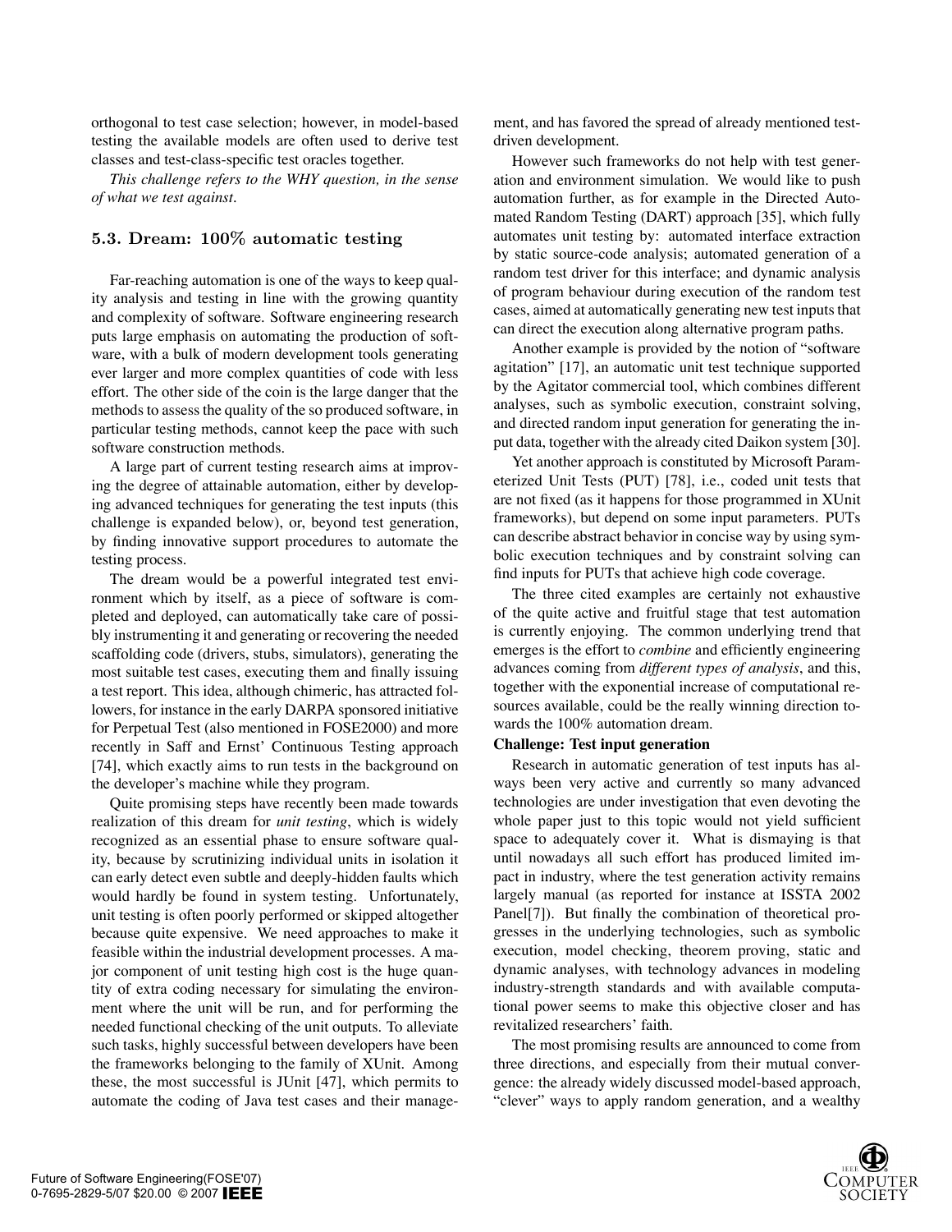orthogonal to test case selection; however, in model-based testing the available models are often used to derive test classes and test-class-specific test oracles together.

*This challenge refers to the WHY question, in the sense of what we test against.*

### 5.3. Dream: 100% automatic testing

Far-reaching automation is one of the ways to keep quality analysis and testing in line with the growing quantity and complexity of software. Software engineering research puts large emphasis on automating the production of software, with a bulk of modern development tools generating ever larger and more complex quantities of code with less effort. The other side of the coin is the large danger that the methods to assess the quality of the so produced software, in particular testing methods, cannot keep the pace with such software construction methods.

A large part of current testing research aims at improving the degree of attainable automation, either by developing advanced techniques for generating the test inputs (this challenge is expanded below), or, beyond test generation, by finding innovative support procedures to automate the testing process.

The dream would be a powerful integrated test environment which by itself, as a piece of software is completed and deployed, can automatically take care of possibly instrumenting it and generating or recovering the needed scaffolding code (drivers, stubs, simulators), generating the most suitable test cases, executing them and finally issuing a test report. This idea, although chimeric, has attracted followers, for instance in the early DARPA sponsored initiative for Perpetual Test (also mentioned in FOSE2000) and more recently in Saff and Ernst' Continuous Testing approach [74], which exactly aims to run tests in the background on the developer's machine while they program.

Quite promising steps have recently been made towards realization of this dream for *unit testing*, which is widely recognized as an essential phase to ensure software quality, because by scrutinizing individual units in isolation it can early detect even subtle and deeply-hidden faults which would hardly be found in system testing. Unfortunately, unit testing is often poorly performed or skipped altogether because quite expensive. We need approaches to make it feasible within the industrial development processes. A major component of unit testing high cost is the huge quantity of extra coding necessary for simulating the environment where the unit will be run, and for performing the needed functional checking of the unit outputs. To alleviate such tasks, highly successful between developers have been the frameworks belonging to the family of XUnit. Among these, the most successful is JUnit [47], which permits to automate the coding of Java test cases and their management, and has favored the spread of already mentioned test-driven development.

However such frameworks do not help with test generation and environment simulation. We would like to push automation further, as for example in the Directed Automated Random Testing (DART) approach [35], which fully automates unit testing by: automated interface extraction by static source-code analysis; automated generation of a random test driver for this interface; and dynamic analysis of program behaviour during execution of the random test cases, aimed at automatically generating new test inputs that can direct the execution along alternative program paths.

Another example is provided by the notion of "software agitation" [17], an automatic unit test technique supported by the Agitator commercial tool, which combines different analyses, such as symbolic execution, constraint solving, and directed random input generation for generating the input data, together with the already cited Daikon system [30].

Yet another approach is constituted by Microsoft Parameterized Unit Tests (PUT) [78], i.e., coded unit tests that are not fixed (as it happens for those programmed in XUnit frameworks), but depend on some input parameters. PUTs can describe abstract behavior in concise way by using symbolic execution techniques and by constraint solving can find inputs for PUTs that achieve high code coverage.

The three cited examples are certainly not exhaustive of the quite active and fruitful stage that test automation is currently enjoying. The common underlying trend that emerges is the effort to *combine* and efficiently engineering advances coming from *different types of analysis*, and this, together with the exponential increase of computational resources available, could be the really winning direction towards the 100% automation dream.

**Challenge: Test input generation**

Research in automatic generation of test inputs has always been very active and currently so many advanced technologies are under investigation that even devoting the whole paper just to this topic would not yield sufficient space to adequately cover it. What is dismaying is that until nowadays all such effort has produced limited impact in industry, where the test generation activity remains largely manual (as reported for instance at ISSTA 2002 Panel[7]). But finally the combination of theoretical progresses in the underlying technologies, such as symbolic execution, model checking, theorem proving, static and dynamic analyses, with technology advances in modeling industry-strength standards and with available computational power seems to make this objective closer and has revitalized researchers' faith.

The most promising results are announced to come from three directions, and especially from their mutual convergence: the already widely discussed model-based approach, "clever" ways to apply random generation, and a wealthy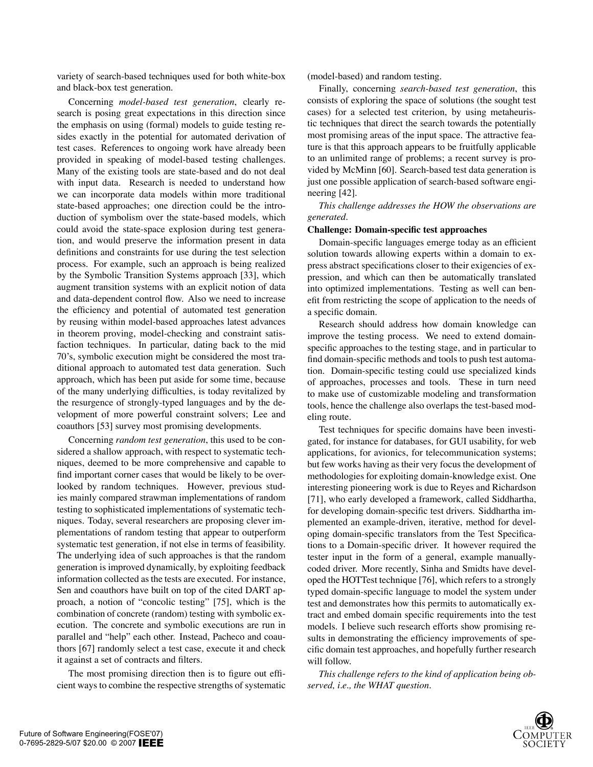variety of search-based techniques used for both white-box and black-box test generation.

Concerning *model-based test generation*, clearly research is posing great expectations in this direction since the emphasis on using (formal) models to guide testing resides exactly in the potential for automated derivation of test cases. References to ongoing work have already been provided in speaking of model-based testing challenges. Many of the existing tools are state-based and do not deal with input data. Research is needed to understand how we can incorporate data models within more traditional state-based approaches; one direction could be the introduction of symbolism over the state-based models, which could avoid the state-space explosion during test generation, and would preserve the information present in data definitions and constraints for use during the test selection process. For example, such an approach is being realized by the Symbolic Transition Systems approach [33], which augment transition systems with an explicit notion of data and data-dependent control flow. Also we need to increase the efficiency and potential of automated test generation by reusing within model-based approaches latest advances in theorem proving, model-checking and constraint satisfaction techniques. In particular, dating back to the mid 70's, symbolic execution might be considered the most traditional approach to automated test data generation. Such approach, which has been put aside for some time, because of the many underlying difficulties, is today revitalized by the resurgence of strongly-typed languages and by the development of more powerful constraint solvers; Lee and coauthors [53] survey most promising developments.

Concerning *random test generation*, this used to be considered a shallow approach, with respect to systematic techniques, deemed to be more comprehensive and capable to find important corner cases that would be likely to be overlooked by random techniques. However, previous studies mainly compared strawman implementations of random testing to sophisticated implementations of systematic techniques. Today, several researchers are proposing clever implementations of random testing that appear to outperform systematic test generation, if not else in terms of feasibility. The underlying idea of such approaches is that the random generation is improved dynamically, by exploiting feedback information collected as the tests are executed. For instance, Sen and coauthors have built on top of the cited DART approach, a notion of "concolic testing" [75], which is the combination of concrete (random) testing with symbolic execution. The concrete and symbolic executions are run in parallel and "help" each other. Instead, Pacheco and coauthors [67] randomly select a test case, execute it and check it against a set of contracts and filters.

The most promising direction then is to figure out efficient ways to combine the respective strengths of systematic (model-based) and random testing.

Finally, concerning *search-based test generation*, this consists of exploring the space of solutions (the sought test cases) for a selected test criterion, by using metaheuristic techniques that direct the search towards the potentially most promising areas of the input space. The attractive feature is that this approach appears to be fruitfully applicable to an unlimited range of problems; a recent survey is provided by McMinn [60]. Search-based test data generation is just one possible application of search-based software engineering [42].

*This challenge addresses the HOW the observations are generated.*

**Challenge: Domain-specific test approaches**

Domain-specific languages emerge today as an efficient solution towards allowing experts within a domain to express abstract specifications closer to their exigencies of expression, and which can then be automatically translated into optimized implementations. Testing as well can benefit from restricting the scope of application to the needs of a specific domain.

Research should address how domain knowledge can improve the testing process. We need to extend domain-specific approaches to the testing stage, and in particular to find domain-specific methods and tools to push test automation. Domain-specific testing could use specialized kinds of approaches, processes and tools. These in turn need to make use of customizable modeling and transformation tools, hence the challenge also overlaps the test-based modeling route.

Test techniques for specific domains have been investigated, for instance for databases, for GUI usability, for web applications, for avionics, for telecommunication systems; but few works having as their very focus the development of methodologies for exploiting domain-knowledge exist. One interesting pioneering work is due to Reyes and Richardson [71], who early developed a framework, called Siddhartha, for developing domain-specific test drivers. Siddhartha implemented an example-driven, iterative, method for developing domain-specific translators from the Test Specifications to a Domain-specific driver. It however required the tester input in the form of a general, example manually-coded driver. More recently, Sinha and Smidts have developed the HOTTest technique [76], which refers to a strongly typed domain-specific language to model the system under test and demonstrates how this permits to automatically extract and embed domain specific requirements into the test models. I believe such research efforts show promising results in demonstrating the efficiency improvements of specific domain test approaches, and hopefully further research will follow.

*This challenge refers to the kind of application being observed, i.e., the WHAT question.*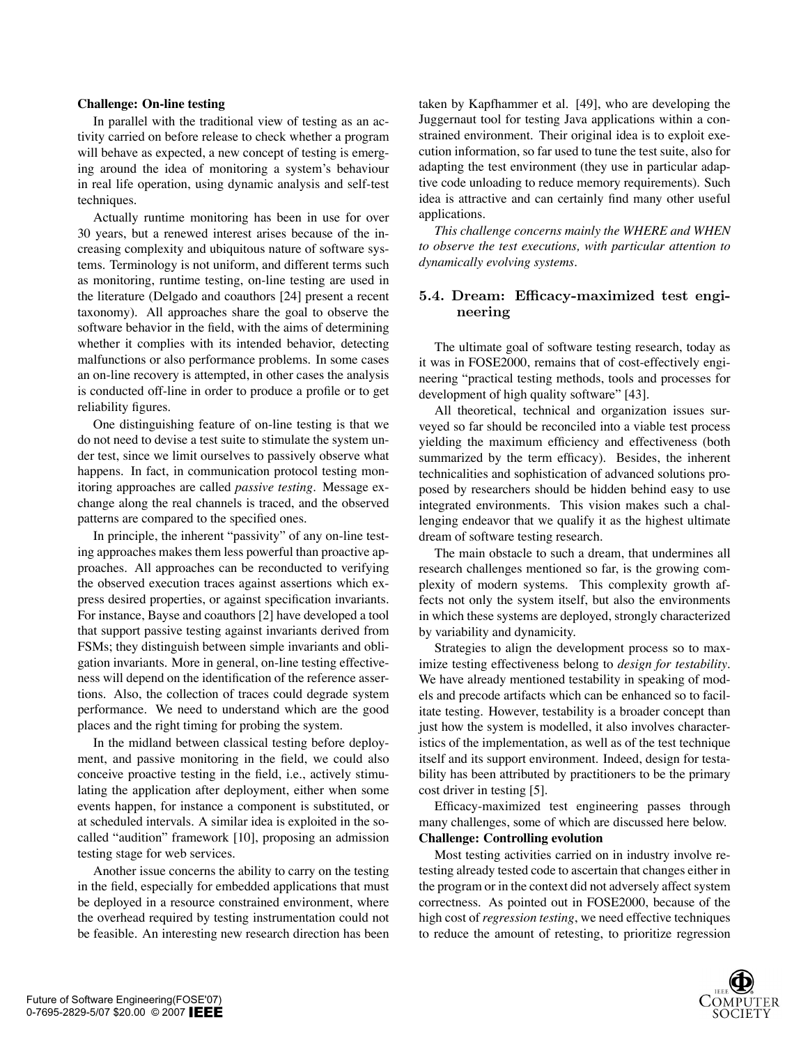**Challenge: On-line testing**

In parallel with the traditional view of testing as an activity carried on before release to check whether a program will behave as expected, a new concept of testing is emerging around the idea of monitoring a system's behaviour in real life operation, using dynamic analysis and self-test techniques.

Actually runtime monitoring has been in use for over 30 years, but a renewed interest arises because of the increasing complexity and ubiquitous nature of software systems. Terminology is not uniform, and different terms such as monitoring, runtime testing, on-line testing are used in the literature (Delgado and coauthors [24] present a recent taxonomy). All approaches share the goal to observe the software behavior in the field, with the aims of determining whether it complies with its intended behavior, detecting malfunctions or also performance problems. In some cases an on-line recovery is attempted, in other cases the analysis is conducted off-line in order to produce a profile or to get reliability figures.

One distinguishing feature of on-line testing is that we do not need to devise a test suite to stimulate the system under test, since we limit ourselves to passively observe what happens. In fact, in communication protocol testing monitoring approaches are called *passive testing*. Message exchange along the real channels is traced, and the observed patterns are compared to the specified ones.

In principle, the inherent "passivity" of any on-line testing approaches makes them less powerful than proactive approaches. All approaches can be reconducted to verifying the observed execution traces against assertions which express desired properties, or against specification invariants. For instance, Bayse and coauthors [2] have developed a tool that support passive testing against invariants derived from FSMs; they distinguish between simple invariants and obligation invariants. More in general, on-line testing effectiveness will depend on the identification of the reference assertions. Also, the collection of traces could degrade system performance. We need to understand which are the good places and the right timing for probing the system.

In the midland between classical testing before deployment, and passive monitoring in the field, we could also conceive proactive testing in the field, i.e., actively stimulating the application after deployment, either when some events happen, for instance a component is substituted, or at scheduled intervals. A similar idea is exploited in the so-called "audition" framework [10], proposing an admission testing stage for web services.

Another issue concerns the ability to carry on the testing in the field, especially for embedded applications that must be deployed in a resource constrained environment, where the overhead required by testing instrumentation could not be feasible. An interesting new research direction has been taken by Kapfhammer et al. [49], who are developing the Juggernaut tool for testing Java applications within a constrained environment. Their original idea is to exploit execution information, so far used to tune the test suite, also for adapting the test environment (they use in particular adaptive code unloading to reduce memory requirements). Such idea is attractive and can certainly find many other useful applications.

*This challenge concerns mainly the WHERE and WHEN to observe the test executions, with particular attention to dynamically evolving systems.*

### 5.4. Dream: Efficacy-maximized test engineering

The ultimate goal of software testing research, today as it was in FOSE2000, remains that of cost-effectively engineering "practical testing methods, tools and processes for development of high quality software" [43].

All theoretical, technical and organization issues surveyed so far should be reconciled into a viable test process yielding the maximum efficiency and effectiveness (both summarized by the term efficacy). Besides, the inherent technicalities and sophistication of advanced solutions proposed by researchers should be hidden behind easy to use integrated environments. This vision makes such a challenging endeavor that we qualify it as the highest ultimate dream of software testing research.

The main obstacle to such a dream, that undermines all research challenges mentioned so far, is the growing complexity of modern systems. This complexity growth affects not only the system itself, but also the environments in which these systems are deployed, strongly characterized by variability and dynamicity.

Strategies to align the development process so to maximize testing effectiveness belong to *design for testability*. We have already mentioned testability in speaking of models and precode artifacts which can be enhanced so to facilitate testing. However, testability is a broader concept than just how the system is modelled, it also involves characteristics of the implementation, as well as of the test technique itself and its support environment. Indeed, design for testability has been attributed by practitioners to be the primary cost driver in testing [5].

Efficacy-maximized test engineering passes through many challenges, some of which are discussed here below.

**Challenge: Controlling evolution**

Most testing activities carried on in industry involve retesting already tested code to ascertain that changes either in the program or in the context did not adversely affect system correctness. As pointed out in FOSE2000, because of the high cost of *regression testing*, we need effective techniques to reduce the amount of retesting, to prioritize regression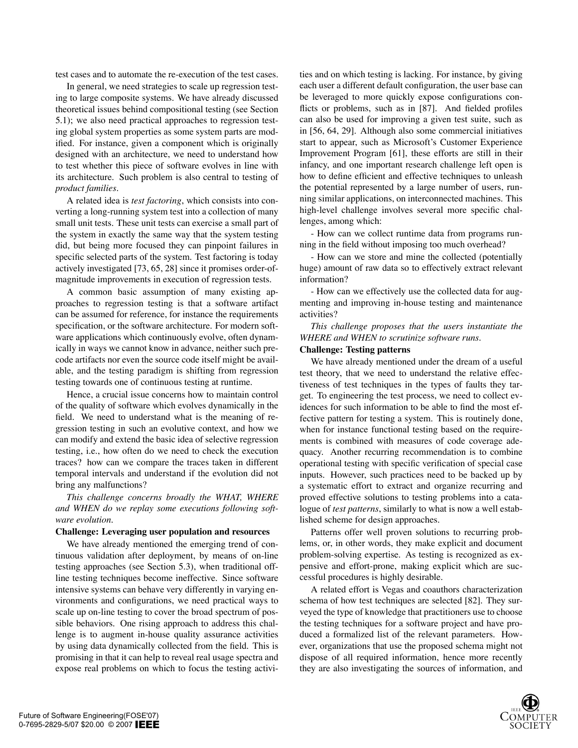test cases and to automate the re-execution of the test cases.

In general, we need strategies to scale up regression testing to large composite systems. We have already discussed theoretical issues behind compositional testing (see Section 5.1); we also need practical approaches to regression testing global system properties as some system parts are modified. For instance, given a component which is originally designed with an architecture, we need to understand how to test whether this piece of software evolves in line with its architecture. Such problem is also central to testing of *product families*.

A related idea is *test factoring*, which consists into converting a long-running system test into a collection of many small unit tests. These unit tests can exercise a small part of the system in exactly the same way that the system testing did, but being more focused they can pinpoint failures in specific selected parts of the system. Test factoring is today actively investigated [73, 65, 28] since it promises order-of-magnitude improvements in execution of regression tests.

A common basic assumption of many existing approaches to regression testing is that a software artifact can be assumed for reference, for instance the requirements specification, or the software architecture. For modern software applications which continuously evolve, often dynamically in ways we cannot know in advance, neither such precode artifacts nor even the source code itself might be available, and the testing paradigm is shifting from regression testing towards one of continuous testing at runtime.

Hence, a crucial issue concerns how to maintain control of the quality of software which evolves dynamically in the field. We need to understand what is the meaning of regression testing in such an evolutive context, and how we can modify and extend the basic idea of selective regression testing, i.e., how often do we need to check the execution traces? how can we compare the traces taken in different temporal intervals and understand if the evolution did not bring any malfunctions?

*This challenge concerns broadly the WHAT, WHERE and WHEN do we replay some executions following software evolution.*

**Challenge: Leveraging user population and resources**

We have already mentioned the emerging trend of continuous validation after deployment, by means of on-line testing approaches (see Section 5.3), when traditional offline testing techniques become ineffective. Since software intensive systems can behave very differently in varying environments and configurations, we need practical ways to scale up on-line testing to cover the broad spectrum of possible behaviors. One rising approach to address this challenge is to augment in-house quality assurance activities by using data dynamically collected from the field. This is promising in that it can help to reveal real usage spectra and expose real problems on which to focus the testing activities and on which testing is lacking. For instance, by giving each user a different default configuration, the user base can be leveraged to more quickly expose configurations conflicts or problems, such as in [87]. And fielded profiles can also be used for improving a given test suite, such as in [56, 64, 29]. Although also some commercial initiatives start to appear, such as Microsoft's Customer Experience Improvement Program [61], these efforts are still in their infancy, and one important research challenge left open is how to define efficient and effective techniques to unleash the potential represented by a large number of users, running similar applications, on interconnected machines. This high-level challenge involves several more specific challenges, among which:

- How can we collect runtime data from programs running in the field without imposing too much overhead?

- How can we store and mine the collected (potentially huge) amount of raw data so to effectively extract relevant information?

- How can we effectively use the collected data for augmenting and improving in-house testing and maintenance activities?

*This challenge proposes that the users instantiate the WHERE and WHEN to scrutinize software runs.*

**Challenge: Testing patterns**

We have already mentioned under the dream of a useful test theory, that we need to understand the relative effectiveness of test techniques in the types of faults they target. To engineering the test process, we need to collect evidences for such information to be able to find the most effective pattern for testing a system. This is routinely done, when for instance functional testing based on the requirements is combined with measures of code coverage adequacy. Another recurring recommendation is to combine operational testing with specific verification of special case inputs. However, such practices need to be backed up by a systematic effort to extract and organize recurring and proved effective solutions to testing problems into a catalogue of *test patterns*, similarly to what is now a well established scheme for design approaches.

Patterns offer well proven solutions to recurring problems, or, in other words, they make explicit and document problem-solving expertise. As testing is recognized as expensive and effort-prone, making explicit which are successful procedures is highly desirable.

A related effort is Vegas and coauthors characterization schema of how test techniques are selected [82]. They surveyed the type of knowledge that practitioners use to choose the testing techniques for a software project and have produced a formalized list of the relevant parameters. However, organizations that use the proposed schema might not dispose of all required information, hence more recently they are also investigating the sources of information, and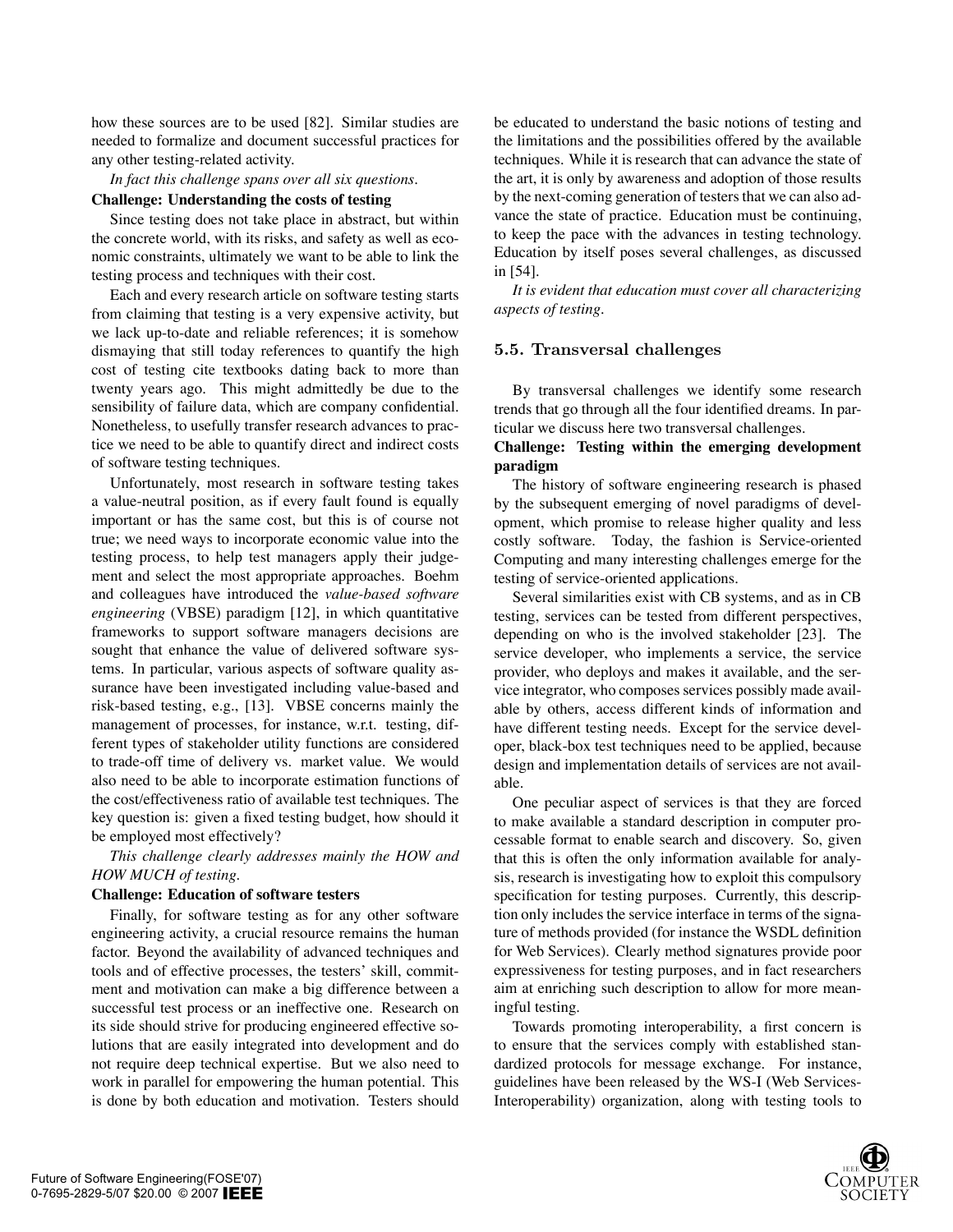how these sources are to be used [82]. Similar studies are needed to formalize and document successful practices for any other testing-related activity.

*In fact this challenge spans over all six questions.*

**Challenge: Understanding the costs of testing**

Since testing does not take place in abstract, but within the concrete world, with its risks, and safety as well as economic constraints, ultimately we want to be able to link the testing process and techniques with their cost.

Each and every research article on software testing starts from claiming that testing is a very expensive activity, but we lack up-to-date and reliable references; it is somehow dismaying that still today references to quantify the high cost of testing cite textbooks dating back to more than twenty years ago. This might admittedly be due to the sensibility of failure data, which are company confidential. Nonetheless, to usefully transfer research advances to practice we need to be able to quantify direct and indirect costs of software testing techniques.

Unfortunately, most research in software testing takes a value-neutral position, as if every fault found is equally important or has the same cost, but this is of course not true; we need ways to incorporate economic value into the testing process, to help test managers apply their judgement and select the most appropriate approaches. Boehm and colleagues have introduced the *value-based software engineering* (VBSE) paradigm [12], in which quantitative frameworks to support software managers decisions are sought that enhance the value of delivered software systems. In particular, various aspects of software quality assurance have been investigated including value-based and risk-based testing, e.g., [13]. VBSE concerns mainly the management of processes, for instance, w.r.t. testing, different types of stakeholder utility functions are considered to trade-off time of delivery vs. market value. We would also need to be able to incorporate estimation functions of the cost/effectiveness ratio of available test techniques. The key question is: given a fixed testing budget, how should it be employed most effectively?

*This challenge clearly addresses mainly the HOW and HOW MUCH of testing.*

**Challenge: Education of software testers**

Finally, for software testing as for any other software engineering activity, a crucial resource remains the human factor. Beyond the availability of advanced techniques and tools and of effective processes, the testers' skill, commitment and motivation can make a big difference between a successful test process or an ineffective one. Research on its side should strive for producing engineered effective solutions that are easily integrated into development and do not require deep technical expertise. But we also need to work in parallel for empowering the human potential. This is done by both education and motivation. Testers should be educated to understand the basic notions of testing and the limitations and the possibilities offered by the available techniques. While it is research that can advance the state of the art, it is only by awareness and adoption of those results by the next-coming generation of testers that we can also advance the state of practice. Education must be continuing, to keep the pace with the advances in testing technology. Education by itself poses several challenges, as discussed in [54].

*It is evident that education must cover all characterizing aspects of testing.*

### 5.5. Transversal challenges

By transversal challenges we identify some research trends that go through all the four identified dreams. In particular we discuss here two transversal challenges.

**Challenge: Testing within the emerging development paradigm**

The history of software engineering research is phased by the subsequent emerging of novel paradigms of development, which promise to release higher quality and less costly software. Today, the fashion is Service-oriented Computing and many interesting challenges emerge for the testing of service-oriented applications.

Several similarities exist with CB systems, and as in CB testing, services can be tested from different perspectives, depending on who is the involved stakeholder [23]. The service developer, who implements a service, the service provider, who deploys and makes it available, and the service integrator, who composes services possibly made available by others, access different kinds of information and have different testing needs. Except for the service developer, black-box test techniques need to be applied, because design and implementation details of services are not available.

One peculiar aspect of services is that they are forced to make available a standard description in computer processable format to enable search and discovery. So, given that this is often the only information available for analysis, research is investigating how to exploit this compulsory specification for testing purposes. Currently, this description only includes the service interface in terms of the signature of methods provided (for instance the WSDL definition for Web Services). Clearly method signatures provide poor expressiveness for testing purposes, and in fact researchers aim at enriching such description to allow for more meaningful testing.

Towards promoting interoperability, a first concern is to ensure that the services comply with established standardized protocols for message exchange. For instance, guidelines have been released by the WS-I (Web Services-Interoperability) organization, along with testing tools to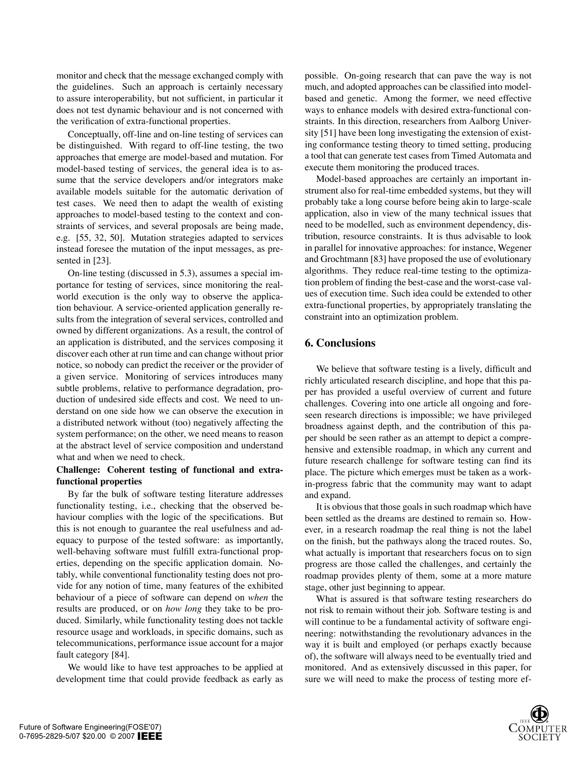monitor and check that the message exchanged comply with the guidelines. Such an approach is certainly necessary to assure interoperability, but not sufficient, in particular it does not test dynamic behaviour and is not concerned with the verification of extra-functional properties.

Conceptually, off-line and on-line testing of services can be distinguished. With regard to off-line testing, the two approaches that emerge are model-based and mutation. For model-based testing of services, the general idea is to assume that the service developers and/or integrators make available models suitable for the automatic derivation of test cases. We need then to adapt the wealth of existing approaches to model-based testing to the context and constraints of services, and several proposals are being made, e.g. [55, 32, 50]. Mutation strategies adapted to services instead foresee the mutation of the input messages, as presented in [23].

On-line testing (discussed in 5.3), assumes a special importance for testing of services, since monitoring the real-world execution is the only way to observe the application behaviour. A service-oriented application generally results from the integration of several services, controlled and owned by different organizations. As a result, the control of an application is distributed, and the services composing it discover each other at run time and can change without prior notice, so nobody can predict the receiver or the provider of a given service. Monitoring of services introduces many subtle problems, relative to performance degradation, production of undesired side effects and cost. We need to understand on one side how we can observe the execution in a distributed network without (too) negatively affecting the system performance; on the other, we need means to reason at the abstract level of service composition and understand what and when we need to check.

**Challenge: Coherent testing of functional and extra-functional properties**

By far the bulk of software testing literature addresses functionality testing, i.e., checking that the observed behaviour complies with the logic of the specifications. But this is not enough to guarantee the real usefulness and adequacy to purpose of the tested software: as importantly, well-behaving software must fulfill extra-functional properties, depending on the specific application domain. Notably, while conventional functionality testing does not provide for any notion of time, many features of the exhibited behaviour of a piece of software can depend on *when* the results are produced, or on *how long* they take to be produced. Similarly, while functionality testing does not tackle resource usage and workloads, in specific domains, such as telecommunications, performance issue account for a major fault category [84].

We would like to have test approaches to be applied at development time that could provide feedback as early as possible. On-going research that can pave the way is not much, and adopted approaches can be classified into model-based and genetic. Among the former, we need effective ways to enhance models with desired extra-functional constraints. In this direction, researchers from Aalborg University [51] have been long investigating the extension of existing conformance testing theory to timed setting, producing a tool that can generate test cases from Timed Automata and execute them monitoring the produced traces.

Model-based approaches are certainly an important instrument also for real-time embedded systems, but they will probably take a long course before being akin to large-scale application, also in view of the many technical issues that need to be modelled, such as environment dependency, distribution, resource constraints. It is thus advisable to look in parallel for innovative approaches: for instance, Wegener and Grochtmann [83] have proposed the use of evolutionary algorithms. They reduce real-time testing to the optimization problem of finding the best-case and the worst-case values of execution time. Such idea could be extended to other extra-functional properties, by appropriately translating the constraint into an optimization problem.

## 6. Conclusions

We believe that software testing is a lively, difficult and richly articulated research discipline, and hope that this paper has provided a useful overview of current and future challenges. Covering into one article all ongoing and foreseen research directions is impossible; we have privileged broadness against depth, and the contribution of this paper should be seen rather as an attempt to depict a comprehensive and extensible roadmap, in which any current and future research challenge for software testing can find its place. The picture which emerges must be taken as a work-in-progress fabric that the community may want to adapt and expand.

It is obvious that those goals in such roadmap which have been settled as the dreams are destined to remain so. However, in a research roadmap the real thing is not the label on the finish, but the pathways along the traced routes. So, what actually is important that researchers focus on to sign progress are those called the challenges, and certainly the roadmap provides plenty of them, some at a more mature stage, other just beginning to appear.

What is assured is that software testing researchers do not risk to remain without their job. Software testing is and will continue to be a fundamental activity of software engineering: notwithstanding the revolutionary advances in the way it is built and employed (or perhaps exactly because of), the software will always need to be eventually tried and monitored. And as extensively discussed in this paper, for sure we will need to make the process of testing more ef-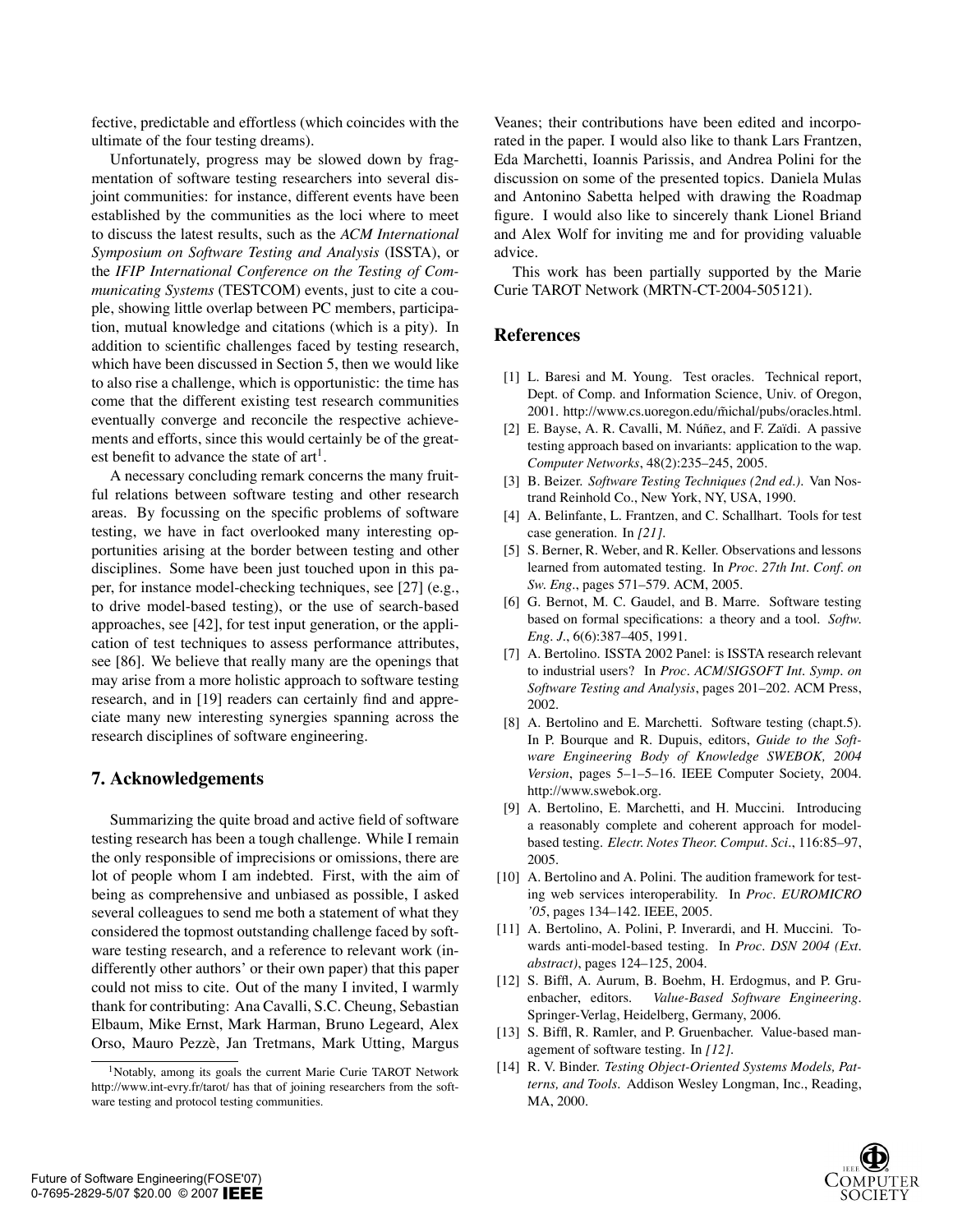fective, predictable and effortless (which coincides with the ultimate of the four testing dreams).

Unfortunately, progress may be slowed down by fragmentation of software testing researchers into several disjoint communities: for instance, different events have been established by the communities as the loci where to meet to discuss the latest results, such as the *ACM International Symposium on Software Testing and Analysis* (ISSTA), or the *IFIP International Conference on the Testing of Communicating Systems* (TESTCOM) events, just to cite a couple, showing little overlap between PC members, participation, mutual knowledge and citations (which is a pity). In addition to scientific challenges faced by testing research, which have been discussed in Section 5, then we would like to also rise a challenge, which is opportunistic: the time has come that the different existing test research communities eventually converge and reconcile the respective achievements and efforts, since this would certainly be of the greatest benefit to advance the state of art[1].

A necessary concluding remark concerns the many fruitful relations between software testing and other research areas. By focussing on the specific problems of software testing, we have in fact overlooked many interesting opportunities arising at the border between testing and other disciplines. Some have been just touched upon in this paper, for instance model-checking techniques, see [27] (e.g., to drive model-based testing), or the use of search-based approaches, see [42], for test input generation, or the application of test techniques to assess performance attributes, see [86]. We believe that really many are the openings that may arise from a more holistic approach to software testing research, and in [19] readers can certainly find and appreciate many new interesting synergies spanning across the research disciplines of software engineering.

## 7. Acknowledgements

Summarizing the quite broad and active field of software testing research has been a tough challenge. While I remain the only responsible of imprecisions or omissions, there are lot of people whom I am indebted. First, with the aim of being as comprehensive and unbiased as possible, I asked several colleagues to send me both a statement of what they considered the topmost outstanding challenge faced by software testing research, and a reference to relevant work (indifferently other authors' or their own paper) that this paper could not miss to cite. Out of the many I invited, I warmly thank for contributing: Ana Cavalli, S.C. Cheung, Sebastian Elbaum, Mike Ernst, Mark Harman, Bruno Legeard, Alex Orso, Mauro Pezzè, Jan Tretmans, Mark Utting, Margus Veanes; their contributions have been edited and incorporated in the paper. I would also like to thank Lars Frantzen, Eda Marchetti, Ioannis Parissis, and Andrea Polini for the discussion on some of the presented topics. Daniela Mulas and Antonino Sabetta helped with drawing the Roadmap figure. I would also like to sincerely thank Lionel Briand and Alex Wolf for inviting me and for providing valuable advice.

This work has been partially supported by the Marie Curie TAROT Network (MRTN-CT-2004-505121).

[1] Notably, among its goals the current Marie Curie TAROT Network http://www.int-evry.fr/tarot/ has that of joining researchers from the software testing and protocol testing communities.

## References

[1] L. Baresi and M. Young. Test oracles. Technical report, Dept. of Comp. and Information Science, Univ. of Oregon, 2001. http://www.cs.uoregon.edu/m̃ichal/pubs/oracles.html.

[2] E. Bayse, A. R. Cavalli, M. Núñez, and F. Zaïdi. A passive testing approach based on invariants: application to the wap. *Computer Networks*, 48(2):235–245, 2005.

[3] B. Beizer. *Software Testing Techniques (2nd ed.)*. Van Nostrand Reinhold Co., New York, NY, USA, 1990.

[4] A. Belinfante, L. Frantzen, and C. Schallhart. Tools for test case generation. In *[21]*.

[5] S. Berner, R. Weber, and R. Keller. Observations and lessons learned from automated testing. In *Proc. 27th Int. Conf. on Sw. Eng.*, pages 571–579. ACM, 2005.

[6] G. Bernot, M. C. Gaudel, and B. Marre. Software testing based on formal specifications: a theory and a tool. *Softw. Eng. J.*, 6(6):387–405, 1991.

[7] A. Bertolino. ISSTA 2002 Panel: is ISSTA research relevant to industrial users? In *Proc. ACM/SIGSOFT Int. Symp. on Software Testing and Analysis*, pages 201–202. ACM Press, 2002.

[8] A. Bertolino and E. Marchetti. Software testing (chapt.5). In P. Bourque and R. Dupuis, editors, *Guide to the Software Engineering Body of Knowledge SWEBOK, 2004 Version*, pages 5–1–5–16. IEEE Computer Society, 2004. http://www.swebok.org.

[9] A. Bertolino, E. Marchetti, and H. Muccini. Introducing a reasonably complete and coherent approach for model-based testing. *Electr. Notes Theor. Comput. Sci.*, 116:85–97, 2005.

[10] A. Bertolino and A. Polini. The audition framework for testing web services interoperability. In *Proc. EUROMICRO '05*, pages 134–142. IEEE, 2005.

[11] A. Bertolino, A. Polini, P. Inverardi, and H. Muccini. Towards anti-model-based testing. In *Proc. DSN 2004 (Ext. abstract)*, pages 124–125, 2004.

[12] S. Biffl, A. Aurum, B. Boehm, H. Erdogmus, and P. Gruenbacher, editors. *Value-Based Software Engineering*. Springer-Verlag, Heidelberg, Germany, 2006.

[13] S. Biffl, R. Ramler, and P. Gruenbacher. Value-based management of software testing. In *[12]*.

[14] R. V. Binder. *Testing Object-Oriented Systems Models, Patterns, and Tools*. Addison Wesley Longman, Inc., Reading, MA, 2000.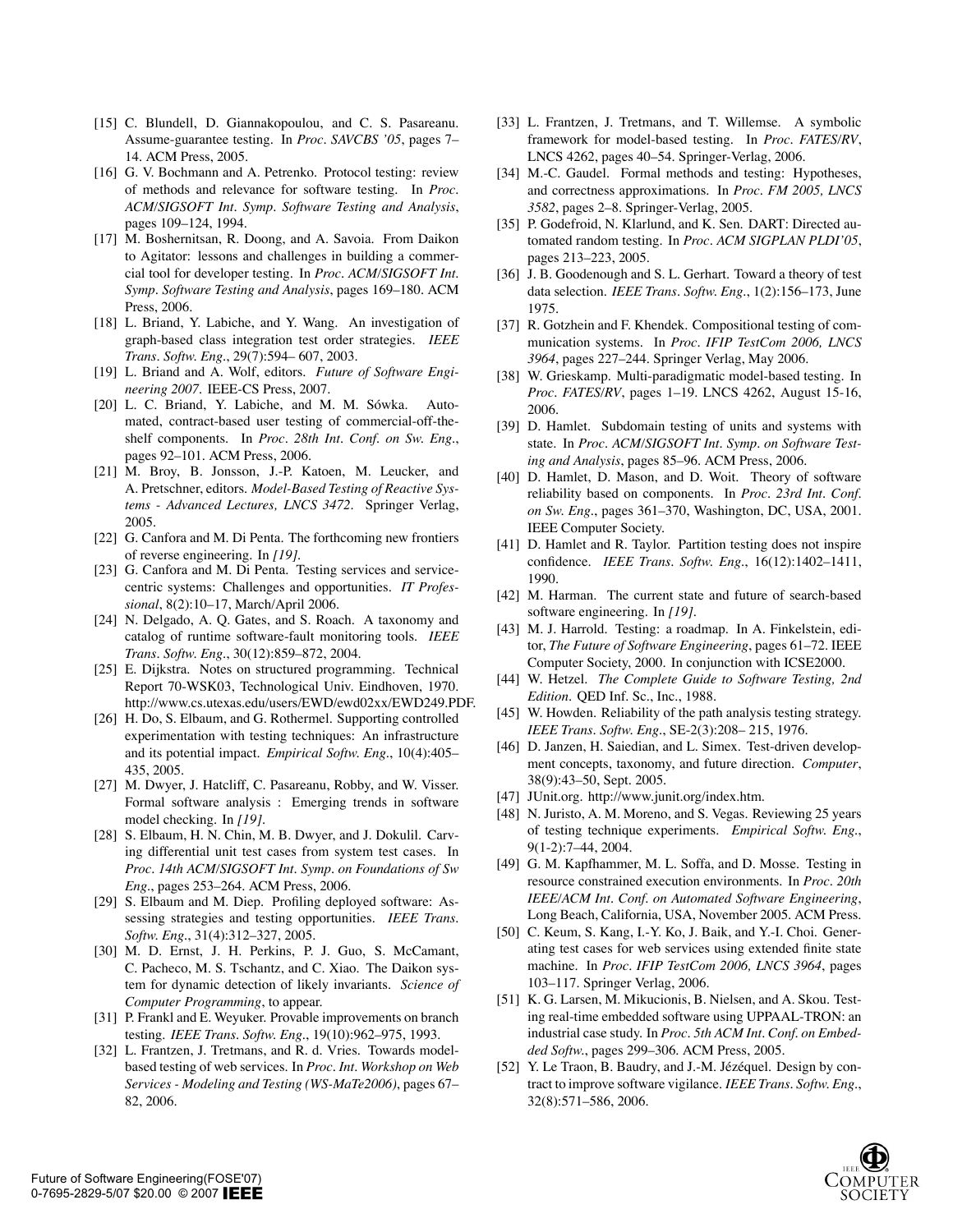[15] C. Blundell, D. Giannakopoulou, and C. S. Pasareanu. Assume-guarantee testing. In *Proc. SAVCBS '05*, pages 7–14. ACM Press, 2005.

[16] G. V. Bochmann and A. Petrenko. Protocol testing: review of methods and relevance for software testing. In *Proc. ACM/SIGSOFT Int. Symp. Software Testing and Analysis*, pages 109–124, 1994.

[17] M. Boshernitsan, R. Doong, and A. Savoia. From Daikon to Agitator: lessons and challenges in building a commercial tool for developer testing. In *Proc. ACM/SIGSOFT Int. Symp. Software Testing and Analysis*, pages 169–180. ACM Press, 2006.

[18] L. Briand, Y. Labiche, and Y. Wang. An investigation of graph-based class integration test order strategies. *IEEE Trans. Softw. Eng.*, 29(7):594– 607, 2003.

[19] L. Briand and A. Wolf, editors. *Future of Software Engineering 2007*. IEEE-CS Press, 2007.

[20] L. C. Briand, Y. Labiche, and M. M. Sówka. Automated, contract-based user testing of commercial-off-the-shelf components. In *Proc. 28th Int. Conf. on Sw. Eng.*, pages 92–101. ACM Press, 2006.

[21] M. Broy, B. Jonsson, J.-P. Katoen, M. Leucker, and A. Pretschner, editors. *Model-Based Testing of Reactive Systems - Advanced Lectures, LNCS 3472*. Springer Verlag, 2005.

[22] G. Canfora and M. Di Penta. The forthcoming new frontiers of reverse engineering. In *[19]*.

[23] G. Canfora and M. Di Penta. Testing services and service-centric systems: Challenges and opportunities. *IT Professional*, 8(2):10–17, March/April 2006.

[24] N. Delgado, A. Q. Gates, and S. Roach. A taxonomy and catalog of runtime software-fault monitoring tools. *IEEE Trans. Softw. Eng.*, 30(12):859–872, 2004.

[25] E. Dijkstra. Notes on structured programming. Technical Report 70-WSK03, Technological Univ. Eindhoven, 1970. http://www.cs.utexas.edu/users/EWD/ewd02xx/EWD249.PDF.

[26] H. Do, S. Elbaum, and G. Rothermel. Supporting controlled experimentation with testing techniques: An infrastructure and its potential impact. *Empirical Softw. Eng.*, 10(4):405–435, 2005.

[27] M. Dwyer, J. Hatcliff, C. Pasareanu, Robby, and W. Visser. Formal software analysis : Emerging trends in software model checking. In *[19]*.

[28] S. Elbaum, H. N. Chin, M. B. Dwyer, and J. Dokulil. Carving differential unit test cases from system test cases. In *Proc. 14th ACM/SIGSOFT Int. Symp. on Foundations of Sw Eng.*, pages 253–264. ACM Press, 2006.

[29] S. Elbaum and M. Diep. Profiling deployed software: Assessing strategies and testing opportunities. *IEEE Trans. Softw. Eng.*, 31(4):312–327, 2005.

[30] M. D. Ernst, J. H. Perkins, P. J. Guo, S. McCamant, C. Pacheco, M. S. Tschantz, and C. Xiao. The Daikon system for dynamic detection of likely invariants. *Science of Computer Programming*, to appear.

[31] P. Frankl and E. Weyuker. Provable improvements on branch testing. *IEEE Trans. Softw. Eng.*, 19(10):962–975, 1993.

[32] L. Frantzen, J. Tretmans, and R. d. Vries. Towards model-based testing of web services. In *Proc. Int. Workshop on Web Services - Modeling and Testing (WS-MaTe2006)*, pages 67–82, 2006.

[33] L. Frantzen, J. Tretmans, and T. Willemse. A symbolic framework for model-based testing. In *Proc. FATES/RV*, LNCS 4262, pages 40–54. Springer-Verlag, 2006.

[34] M.-C. Gaudel. Formal methods and testing: Hypotheses, and correctness approximations. In *Proc. FM 2005, LNCS 3582*, pages 2–8. Springer-Verlag, 2005.

[35] P. Godefroid, N. Klarlund, and K. Sen. DART: Directed automated random testing. In *Proc. ACM SIGPLAN PLDI'05*, pages 213–223, 2005.

[36] J. B. Goodenough and S. L. Gerhart. Toward a theory of test data selection. *IEEE Trans. Softw. Eng.*, 1(2):156–173, June 1975.

[37] R. Gotzhein and F. Khendek. Compositional testing of communication systems. In *Proc. IFIP TestCom 2006, LNCS 3964*, pages 227–244. Springer Verlag, May 2006.

[38] W. Grieskamp. Multi-paradigmatic model-based testing. In *Proc. FATES/RV*, pages 1–19. LNCS 4262, August 15-16, 2006.

[39] D. Hamlet. Subdomain testing of units and systems with state. In *Proc. ACM/SIGSOFT Int. Symp. on Software Testing and Analysis*, pages 85–96. ACM Press, 2006.

[40] D. Hamlet, D. Mason, and D. Woit. Theory of software reliability based on components. In *Proc. 23rd Int. Conf. on Sw. Eng.*, pages 361–370, Washington, DC, USA, 2001. IEEE Computer Society.

[41] D. Hamlet and R. Taylor. Partition testing does not inspire confidence. *IEEE Trans. Softw. Eng.*, 16(12):1402–1411, 1990.

[42] M. Harman. The current state and future of search-based software engineering. In *[19]*.

[43] M. J. Harrold. Testing: a roadmap. In A. Finkelstein, editor, *The Future of Software Engineering*, pages 61–72. IEEE Computer Society, 2000. In conjunction with ICSE2000.

[44] W. Hetzel. *The Complete Guide to Software Testing, 2nd Edition*. QED Inf. Sc., Inc., 1988.

[45] W. Howden. Reliability of the path analysis testing strategy. *IEEE Trans. Softw. Eng.*, SE-2(3):208– 215, 1976.

[46] D. Janzen, H. Saiedian, and L. Simex. Test-driven development concepts, taxonomy, and future direction. *Computer*, 38(9):43–50, Sept. 2005.

[47] JUnit.org. http://www.junit.org/index.htm.

[48] N. Juristo, A. M. Moreno, and S. Vegas. Reviewing 25 years of testing technique experiments. *Empirical Softw. Eng.*, 9(1-2):7–44, 2004.

[49] G. M. Kapfhammer, M. L. Soffa, and D. Mosse. Testing in resource constrained execution environments. In *Proc. 20th IEEE/ACM Int. Conf. on Automated Software Engineering*, Long Beach, California, USA, November 2005. ACM Press.

[50] C. Keum, S. Kang, I.-Y. Ko, J. Baik, and Y.-I. Choi. Generating test cases for web services using extended finite state machine. In *Proc. IFIP TestCom 2006, LNCS 3964*, pages 103–117. Springer Verlag, 2006.

[51] K. G. Larsen, M. Mikucionis, B. Nielsen, and A. Skou. Testing real-time embedded software using UPPAAL-TRON: an industrial case study. In *Proc. 5th ACM Int. Conf. on Embedded Softw.*, pages 299–306. ACM Press, 2005.

[52] Y. Le Traon, B. Baudry, and J.-M. Jézéquel. Design by contract to improve software vigilance. *IEEE Trans. Softw. Eng.*, 32(8):571–586, 2006.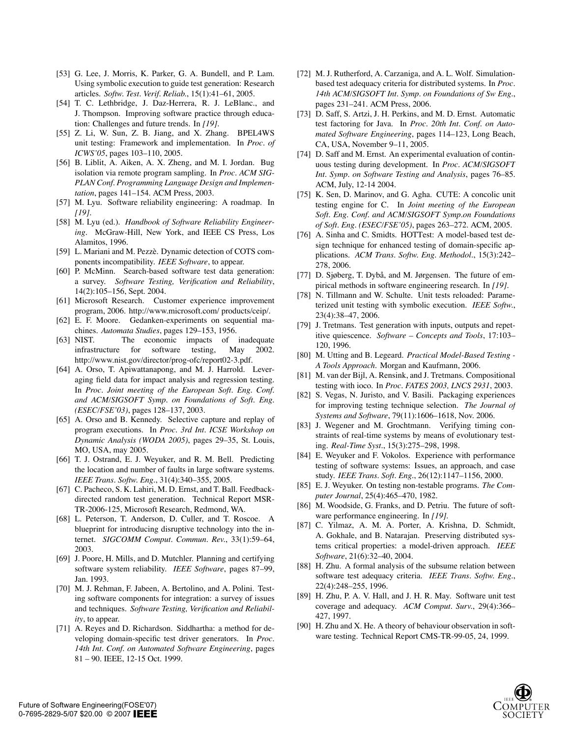[53] G. Lee, J. Morris, K. Parker, G. A. Bundell, and P. Lam. Using symbolic execution to guide test generation: Research articles. *Softw. Test. Verif. Reliab.*, 15(1):41–61, 2005.

[54] T. C. Lethbridge, J. Daz-Herrera, R. J. LeBlanc., and J. Thompson. Improving software practice through education: Challenges and future trends. In *[19]*.

[55] Z. Li, W. Sun, Z. B. Jiang, and X. Zhang. BPEL4WS unit testing: Framework and implementation. In *Proc. of ICWS'05*, pages 103–110, 2005.

[56] B. Liblit, A. Aiken, A. X. Zheng, and M. I. Jordan. Bug isolation via remote program sampling. In *Proc. ACM SIGPLAN Conf. Programming Language Design and Implementation*, pages 141–154. ACM Press, 2003.

[57] M. Lyu. Software reliability engineering: A roadmap. In *[19]*.

[58] M. Lyu (ed.). *Handbook of Software Reliability Engineering*. McGraw-Hill, New York, and IEEE CS Press, Los Alamitos, 1996.

[59] L. Mariani and M. Pezzè. Dynamic detection of COTS components incompatibility. *IEEE Software*, to appear.

[60] P. McMinn. Search-based software test data generation: a survey. *Software Testing, Verification and Reliability*, 14(2):105–156, Sept. 2004.

[61] Microsoft Research. Customer experience improvement program, 2006. http://www.microsoft.com/ products/ceip/.

[62] E. F. Moore. Gedanken-experiments on sequential machines. *Automata Studies*, pages 129–153, 1956.

[63] NIST. The economic impacts of inadequate infrastructure for software testing, May 2002. http://www.nist.gov/director/prog-ofc/report02-3.pdf.

[64] A. Orso, T. Apiwattanapong, and M. J. Harrold. Leveraging field data for impact analysis and regression testing. In *Proc. Joint meeting of the European Soft. Eng. Conf. and ACM/SIGSOFT Symp. on Foundations of Soft. Eng. (ESEC/FSE'03)*, pages 128–137, 2003.

[65] A. Orso and B. Kennedy. Selective capture and replay of program executions. In *Proc. 3rd Int. ICSE Workshop on Dynamic Analysis (WODA 2005)*, pages 29–35, St. Louis, MO, USA, may 2005.

[66] T. J. Ostrand, E. J. Weyuker, and R. M. Bell. Predicting the location and number of faults in large software systems. *IEEE Trans. Softw. Eng.*, 31(4):340–355, 2005.

[67] C. Pacheco, S. K. Lahiri, M. D. Ernst, and T. Ball. Feedback-directed random test generation. Technical Report MSR-TR-2006-125, Microsoft Research, Redmond, WA.

[68] L. Peterson, T. Anderson, D. Culler, and T. Roscoe. A blueprint for introducing disruptive technology into the internet. *SIGCOMM Comput. Commun. Rev.*, 33(1):59–64, 2003.

[69] J. Poore, H. Mills, and D. Mutchler. Planning and certifying software system reliability. *IEEE Software*, pages 87–99, Jan. 1993.

[70] M. J. Rehman, F. Jabeen, A. Bertolino, and A. Polini. Testing software components for integration: a survey of issues and techniques. *Software Testing, Verification and Reliability*, to appear.

[71] A. Reyes and D. Richardson. Siddhartha: a method for developing domain-specific test driver generators. In *Proc. 14th Int. Conf. on Automated Software Engineering*, pages 81 – 90. IEEE, 12-15 Oct. 1999.

[72] M. J. Rutherford, A. Carzaniga, and A. L. Wolf. Simulation-based test adequacy criteria for distributed systems. In *Proc. 14th ACM/SIGSOFT Int. Symp. on Foundations of Sw Eng.*, pages 231–241. ACM Press, 2006.

[73] D. Saff, S. Artzi, J. H. Perkins, and M. D. Ernst. Automatic test factoring for Java. In *Proc. 20th Int. Conf. on Automated Software Engineering*, pages 114–123, Long Beach, CA, USA, November 9–11, 2005.

[74] D. Saff and M. Ernst. An experimental evaluation of continuous testing during development. In *Proc. ACM/SIGSOFT Int. Symp. on Software Testing and Analysis*, pages 76–85. ACM, July, 12-14 2004.

[75] K. Sen, D. Marinov, and G. Agha. CUTE: A concolic unit testing engine for C. In *Joint meeting of the European Soft. Eng. Conf. and ACM/SIGSOFT Symp.on Foundations of Soft. Eng. (ESEC/FSE'05)*, pages 263–272. ACM, 2005.

[76] A. Sinha and C. Smidts. HOTTest: A model-based test design technique for enhanced testing of domain-specific applications. *ACM Trans. Softw. Eng. Methodol.*, 15(3):242–278, 2006.

[77] D. Sjøberg, T. Dybå, and M. Jørgensen. The future of empirical methods in software engineering research. In *[19]*.

[78] N. Tillmann and W. Schulte. Unit tests reloaded: Parameterized unit testing with symbolic execution. *IEEE Softw.*, 23(4):38–47, 2006.

[79] J. Tretmans. Test generation with inputs, outputs and repetitive quiescence. *Software – Concepts and Tools*, 17:103–120, 1996.

[80] M. Utting and B. Legeard. *Practical Model-Based Testing - A Tools Approach*. Morgan and Kaufmann, 2006.

[81] M. van der Bijl, A. Rensink, and J. Tretmans. Compositional testing with ioco. In *Proc. FATES 2003, LNCS 2931*, 2003.

[82] S. Vegas, N. Juristo, and V. Basili. Packaging experiences for improving testing technique selection. *The Journal of Systems and Software*, 79(11):1606–1618, Nov. 2006.

[83] J. Wegener and M. Grochtmann. Verifying timing constraints of real-time systems by means of evolutionary testing. *Real-Time Syst.*, 15(3):275–298, 1998.

[84] E. Weyuker and F. Vokolos. Experience with performance testing of software systems: Issues, an approach, and case study. *IEEE Trans. Soft. Eng.*, 26(12):1147–1156, 2000.

[85] E. J. Weyuker. On testing non-testable programs. *The Computer Journal*, 25(4):465–470, 1982.

[86] M. Woodside, G. Franks, and D. Petriu. The future of software performance engineering. In *[19]*.

[87] C. Yilmaz, A. M. A. Porter, A. Krishna, D. Schmidt, A. Gokhale, and B. Natarajan. Preserving distributed systems critical properties: a model-driven approach. *IEEE Software*, 21(6):32–40, 2004.

[88] H. Zhu. A formal analysis of the subsume relation between software test adequacy criteria. *IEEE Trans. Softw. Eng.*, 22(4):248–255, 1996.

[89] H. Zhu, P. A. V. Hall, and J. H. R. May. Software unit test coverage and adequacy. *ACM Comput. Surv.*, 29(4):366–427, 1997.

[90] H. Zhu and X. He. A theory of behaviour observation in software testing. Technical Report CMS-TR-99-05, 24, 1999.